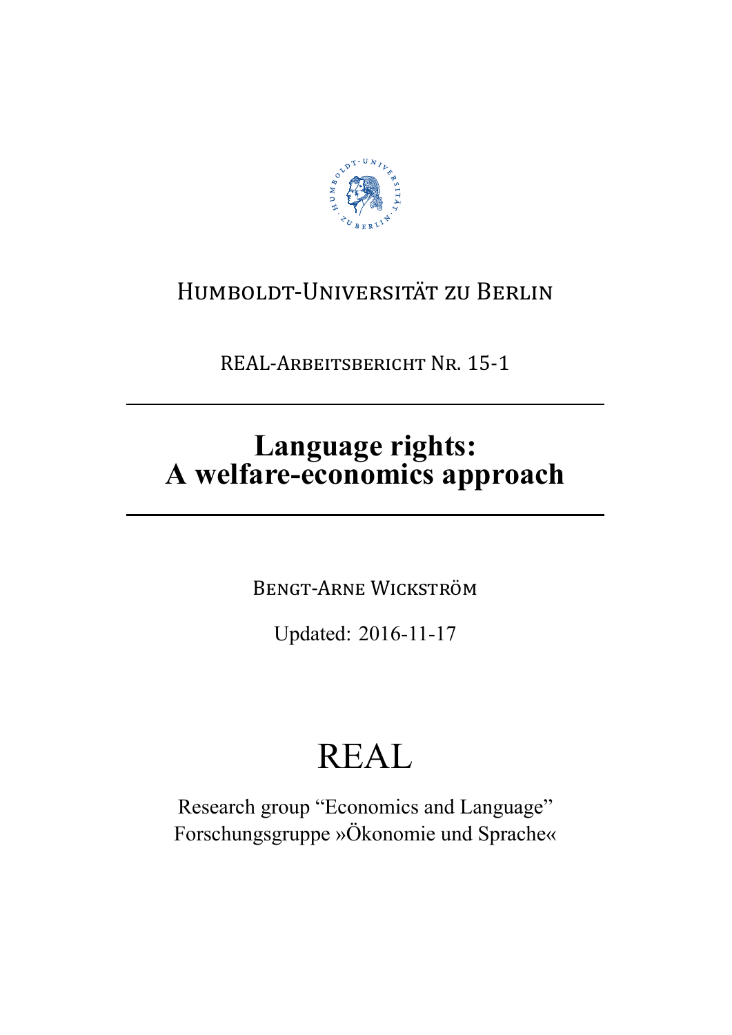Humboldt-Universität zu Berlin

REAL-Arbeitsbericht Nr. 15-1

# Language rights: A welfare-economics approach

Bengt-Arne Wickström

Updated: 2016-11-17

REAL

Research group "Economics and Language"
Forschungsgruppe »Ökonomie und Sprache«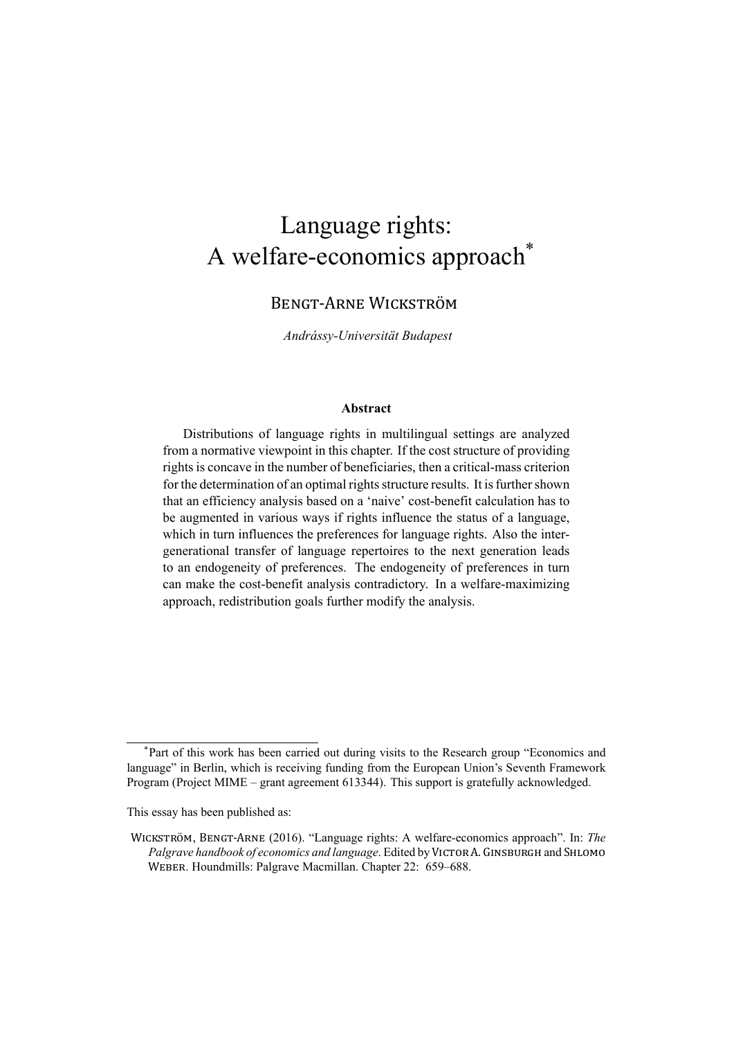# Language rights: A welfare-economics approach*

Bengt-Arne Wickström

*Andrássy-Universität Budapest*

**Abstract**

Distributions of language rights in multilingual settings are analyzed from a normative viewpoint in this chapter. If the cost structure of providing rights is concave in the number of beneficiaries, then a critical-mass criterion for the determination of an optimal rights structure results. It is further shown that an efficiency analysis based on a 'naive' cost-benefit calculation has to be augmented in various ways if rights influence the status of a language, which in turn influences the preferences for language rights. Also the intergenerational transfer of language repertoires to the next generation leads to an endogeneity of preferences. The endogeneity of preferences in turn can make the cost-benefit analysis contradictory. In a welfare-maximizing approach, redistribution goals further modify the analysis.

---

*Part of this work has been carried out during visits to the Research group "Economics and language" in Berlin, which is receiving funding from the European Union's Seventh Framework Program (Project MIME – grant agreement 613344). This support is gratefully acknowledged.

This essay has been published as:

Wickström, Bengt-Arne (2016). "Language rights: A welfare-economics approach". In: *The Palgrave handbook of economics and language*. Edited by Victor A. Ginsburgh and Shlomo Weber. Houndmills: Palgrave Macmillan. Chapter 22: 659–688.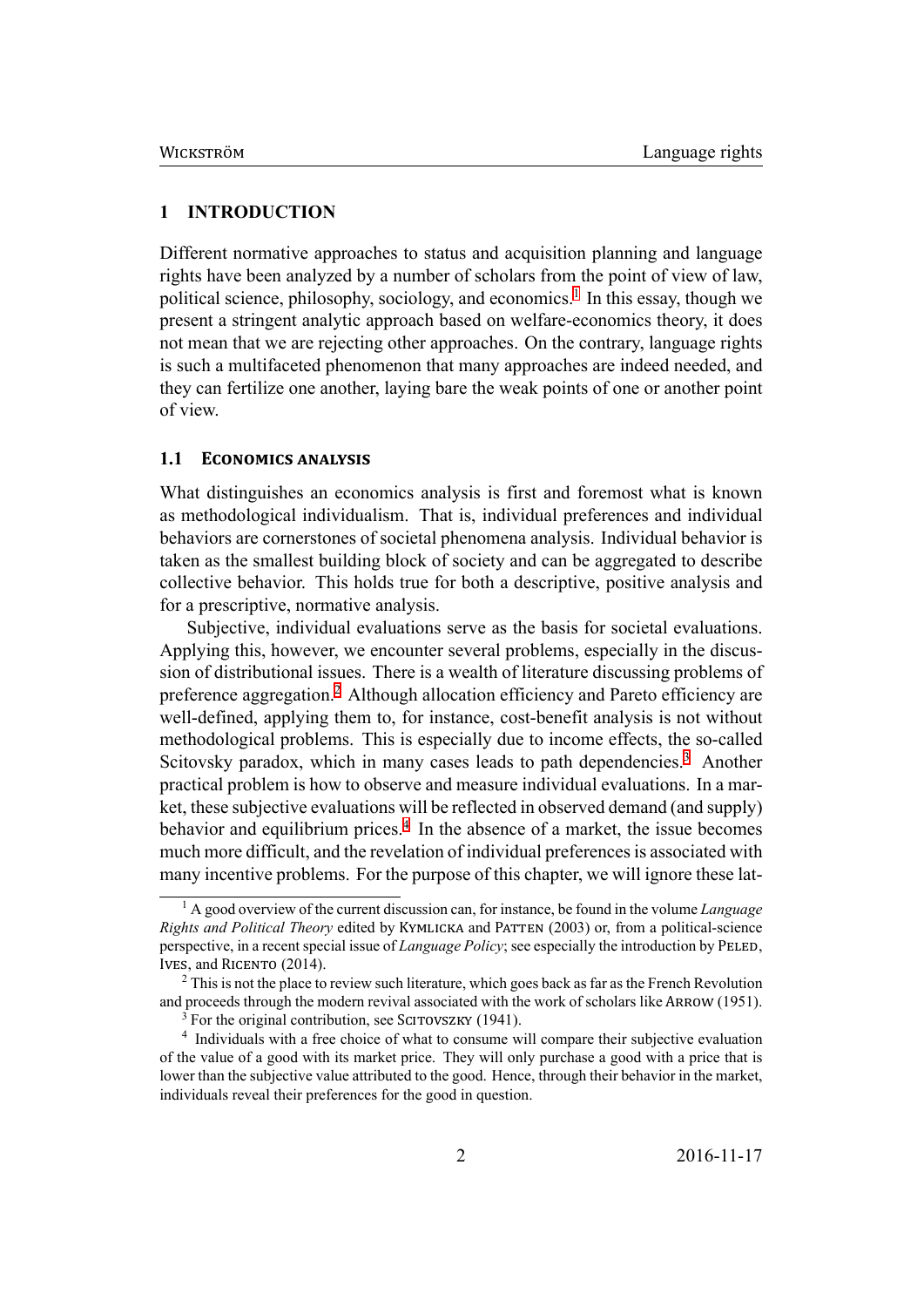# 1 INTRODUCTION

Different normative approaches to status and acquisition planning and language rights have been analyzed by a number of scholars from the point of view of law, political science, philosophy, sociology, and economics.[1] In this essay, though we present a stringent analytic approach based on welfare-economics theory, it does not mean that we are rejecting other approaches. On the contrary, language rights is such a multifaceted phenomenon that many approaches are indeed needed, and they can fertilize one another, laying bare the weak points of one or another point of view.

## 1.1 Economics analysis

What distinguishes an economics analysis is first and foremost what is known as methodological individualism. That is, individual preferences and individual behaviors are cornerstones of societal phenomena analysis. Individual behavior is taken as the smallest building block of society and can be aggregated to describe collective behavior. This holds true for both a descriptive, positive analysis and for a prescriptive, normative analysis.

Subjective, individual evaluations serve as the basis for societal evaluations. Applying this, however, we encounter several problems, especially in the discussion of distributional issues. There is a wealth of literature discussing problems of preference aggregation.[2] Although allocation efficiency and Pareto efficiency are well-defined, applying them to, for instance, cost-benefit analysis is not without methodological problems. This is especially due to income effects, the so-called Scitovsky paradox, which in many cases leads to path dependencies.[3] Another practical problem is how to observe and measure individual evaluations. In a market, these subjective evaluations will be reflected in observed demand (and supply) behavior and equilibrium prices.[4] In the absence of a market, the issue becomes much more difficult, and the revelation of individual preferences is associated with many incentive problems. For the purpose of this chapter, we will ignore these lat-

---

[1] A good overview of the current discussion can, for instance, be found in the volume *Language Rights and Political Theory* edited by Kymlicka and Patten (2003) or, from a political-science perspective, in a recent special issue of *Language Policy*; see especially the introduction by Peled, Ives, and Ricento (2014).

[2] This is not the place to review such literature, which goes back as far as the French Revolution and proceeds through the modern revival associated with the work of scholars like Arrow (1951).

[3] For the original contribution, see Scitovszky (1941).

[4] Individuals with a free choice of what to consume will compare their subjective evaluation of the value of a good with its market price. They will only purchase a good with a price that is lower than the subjective value attributed to the good. Hence, through their behavior in the market, individuals reveal their preferences for the good in question.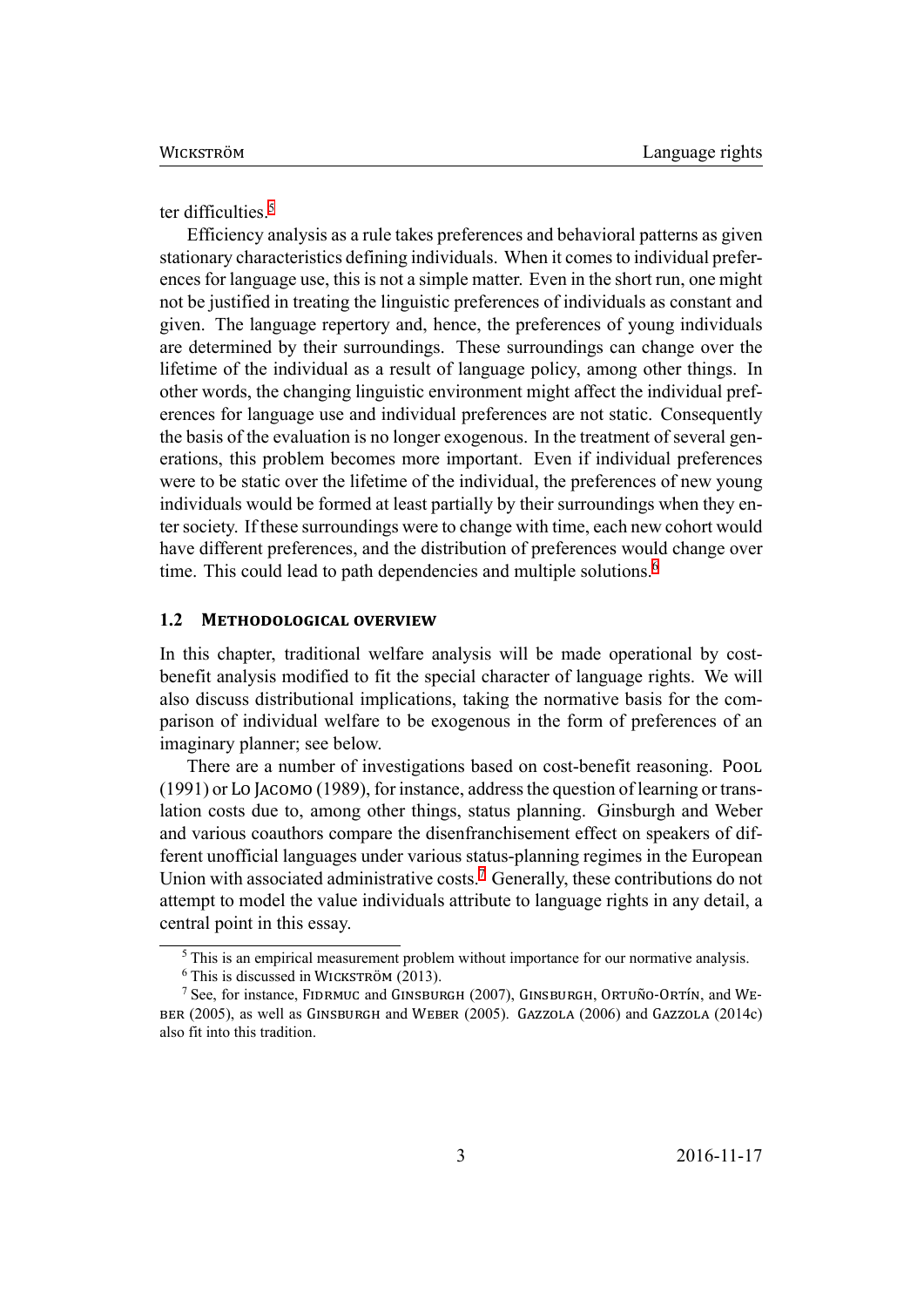ter difficulties.[5]

Efficiency analysis as a rule takes preferences and behavioral patterns as given stationary characteristics defining individuals. When it comes to individual preferences for language use, this is not a simple matter. Even in the short run, one might not be justified in treating the linguistic preferences of individuals as constant and given. The language repertory and, hence, the preferences of young individuals are determined by their surroundings. These surroundings can change over the lifetime of the individual as a result of language policy, among other things. In other words, the changing linguistic environment might affect the individual preferences for language use and individual preferences are not static. Consequently the basis of the evaluation is no longer exogenous. In the treatment of several generations, this problem becomes more important. Even if individual preferences were to be static over the lifetime of the individual, the preferences of new young individuals would be formed at least partially by their surroundings when they enter society. If these surroundings were to change with time, each new cohort would have different preferences, and the distribution of preferences would change over time. This could lead to path dependencies and multiple solutions.[6]

### 1.2 Methodological overview

In this chapter, traditional welfare analysis will be made operational by cost-benefit analysis modified to fit the special character of language rights. We will also discuss distributional implications, taking the normative basis for the comparison of individual welfare to be exogenous in the form of preferences of an imaginary planner; see below.

There are a number of investigations based on cost-benefit reasoning. Pool (1991) or Lo Jacomo (1989), for instance, address the question of learning or translation costs due to, among other things, status planning. Ginsburgh and Weber and various coauthors compare the disenfranchisement effect on speakers of different unofficial languages under various status-planning regimes in the European Union with associated administrative costs.[7] Generally, these contributions do not attempt to model the value individuals attribute to language rights in any detail, a central point in this essay.

---

[5] This is an empirical measurement problem without importance for our normative analysis.

[6] This is discussed in Wickström (2013).

[7] See, for instance, Fidrmuc and Ginsburgh (2007), Ginsburgh, Ortuño-Ortín, and Weber (2005), as well as Ginsburgh and Weber (2005). Gazzola (2006) and Gazzola (2014c) also fit into this tradition.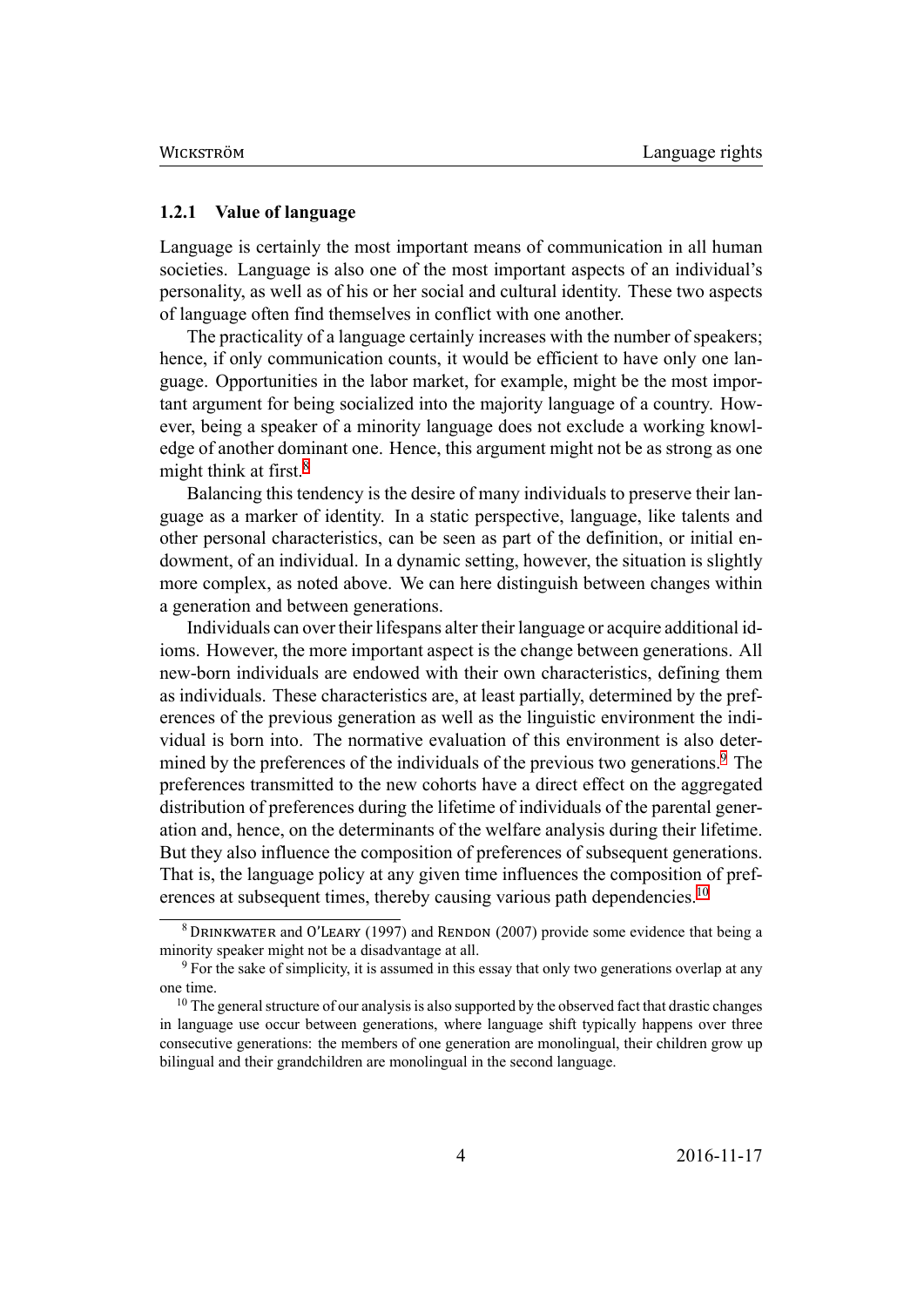### 1.2.1 Value of language

Language is certainly the most important means of communication in all human societies. Language is also one of the most important aspects of an individual's personality, as well as of his or her social and cultural identity. These two aspects of language often find themselves in conflict with one another.

The practicality of a language certainly increases with the number of speakers; hence, if only communication counts, it would be efficient to have only one language. Opportunities in the labor market, for example, might be the most important argument for being socialized into the majority language of a country. However, being a speaker of a minority language does not exclude a working knowledge of another dominant one. Hence, this argument might not be as strong as one might think at first.[8]

Balancing this tendency is the desire of many individuals to preserve their language as a marker of identity. In a static perspective, language, like talents and other personal characteristics, can be seen as part of the definition, or initial endowment, of an individual. In a dynamic setting, however, the situation is slightly more complex, as noted above. We can here distinguish between changes within a generation and between generations.

Individuals can over their lifespans alter their language or acquire additional idioms. However, the more important aspect is the change between generations. All new-born individuals are endowed with their own characteristics, defining them as individuals. These characteristics are, at least partially, determined by the preferences of the previous generation as well as the linguistic environment the individual is born into. The normative evaluation of this environment is also determined by the preferences of the individuals of the previous two generations.[9] The preferences transmitted to the new cohorts have a direct effect on the aggregated distribution of preferences during the lifetime of individuals of the parental generation and, hence, on the determinants of the welfare analysis during their lifetime. But they also influence the composition of preferences of subsequent generations. That is, the language policy at any given time influences the composition of preferences at subsequent times, thereby causing various path dependencies.[10]

---

[8] Drinkwater and O'Leary (1997) and Rendon (2007) provide some evidence that being a minority speaker might not be a disadvantage at all.

[9] For the sake of simplicity, it is assumed in this essay that only two generations overlap at any one time.

[10] The general structure of our analysis is also supported by the observed fact that drastic changes in language use occur between generations, where language shift typically happens over three consecutive generations: the members of one generation are monolingual, their children grow up bilingual and their grandchildren are monolingual in the second language.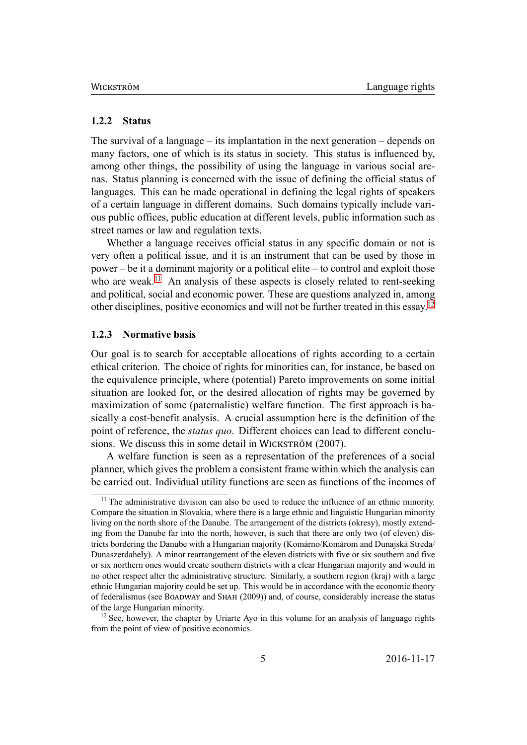### 1.2.2 Status

The survival of a language – its implantation in the next generation – depends on many factors, one of which is its status in society. This status is influenced by, among other things, the possibility of using the language in various social arenas. Status planning is concerned with the issue of defining the official status of languages. This can be made operational in defining the legal rights of speakers of a certain language in different domains. Such domains typically include various public offices, public education at different levels, public information such as street names or law and regulation texts.

Whether a language receives official status in any specific domain or not is very often a political issue, and it is an instrument that can be used by those in power – be it a dominant majority or a political elite – to control and exploit those who are weak.[11] An analysis of these aspects is closely related to rent-seeking and political, social and economic power. These are questions analyzed in, among other disciplines, positive economics and will not be further treated in this essay.[12]

### 1.2.3 Normative basis

Our goal is to search for acceptable allocations of rights according to a certain ethical criterion. The choice of rights for minorities can, for instance, be based on the equivalence principle, where (potential) Pareto improvements on some initial situation are looked for, or the desired allocation of rights may be governed by maximization of some (paternalistic) welfare function. The first approach is basically a cost-benefit analysis. A crucial assumption here is the definition of the point of reference, the *status quo*. Different choices can lead to different conclusions. We discuss this in some detail in Wickström (2007).

A welfare function is seen as a representation of the preferences of a social planner, which gives the problem a consistent frame within which the analysis can be carried out. Individual utility functions are seen as functions of the incomes of

[11] The administrative division can also be used to reduce the influence of an ethnic minority. Compare the situation in Slovakia, where there is a large ethnic and linguistic Hungarian minority living on the north shore of the Danube. The arrangement of the districts (okresy), mostly extending from the Danube far into the north, however, is such that there are only two (of eleven) districts bordering the Danube with a Hungarian majority (Komárno/Komárom and Dunajská Streda/Dunaszerdahely). A minor rearrangement of the eleven districts with five or six southern and five or six northern ones would create southern districts with a clear Hungarian majority and would in no other respect alter the administrative structure. Similarly, a southern region (kraj) with a large ethnic Hungarian majority could be set up. This would be in accordance with the economic theory of federalismus (see Boadway and Shah (2009)) and, of course, considerably increase the status of the large Hungarian minority.

[12] See, however, the chapter by Uriarte Ayo in this volume for an analysis of language rights from the point of view of positive economics.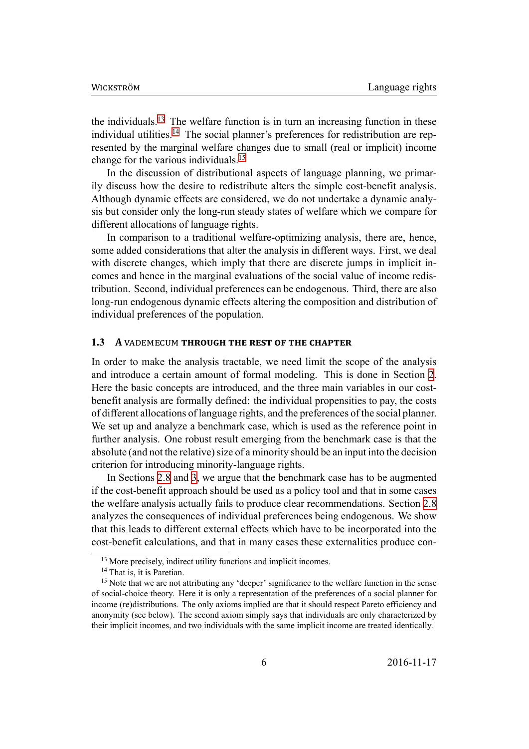the individuals.[13] The welfare function is in turn an increasing function in these individual utilities.[14] The social planner's preferences for redistribution are represented by the marginal welfare changes due to small (real or implicit) income change for the various individuals.[15]

In the discussion of distributional aspects of language planning, we primarily discuss how the desire to redistribute alters the simple cost-benefit analysis. Although dynamic effects are considered, we do not undertake a dynamic analysis but consider only the long-run steady states of welfare which we compare for different allocations of language rights.

In comparison to a traditional welfare-optimizing analysis, there are, hence, some added considerations that alter the analysis in different ways. First, we deal with discrete changes, which imply that there are discrete jumps in implicit incomes and hence in the marginal evaluations of the social value of income redistribution. Second, individual preferences can be endogenous. Third, there are also long-run endogenous dynamic effects altering the composition and distribution of individual preferences of the population.

### 1.3 A vademecum through the rest of the chapter

In order to make the analysis tractable, we need limit the scope of the analysis and introduce a certain amount of formal modeling. This is done in Section 2. Here the basic concepts are introduced, and the three main variables in our cost-benefit analysis are formally defined: the individual propensities to pay, the costs of different allocations of language rights, and the preferences of the social planner. We set up and analyze a benchmark case, which is used as the reference point in further analysis. One robust result emerging from the benchmark case is that the absolute (and not the relative) size of a minority should be an input into the decision criterion for introducing minority-language rights.

In Sections 2.8 and 3, we argue that the benchmark case has to be augmented if the cost-benefit approach should be used as a policy tool and that in some cases the welfare analysis actually fails to produce clear recommendations. Section 2.8 analyzes the consequences of individual preferences being endogenous. We show that this leads to different external effects which have to be incorporated into the cost-benefit calculations, and that in many cases these externalities produce con-

---

[13] More precisely, indirect utility functions and implicit incomes.

[14] That is, it is Paretian.

[15] Note that we are not attributing any 'deeper' significance to the welfare function in the sense of social-choice theory. Here it is only a representation of the preferences of a social planner for income (re)distributions. The only axioms implied are that it should respect Pareto efficiency and anonymity (see below). The second axiom simply says that individuals are only characterized by their implicit incomes, and two individuals with the same implicit income are treated identically.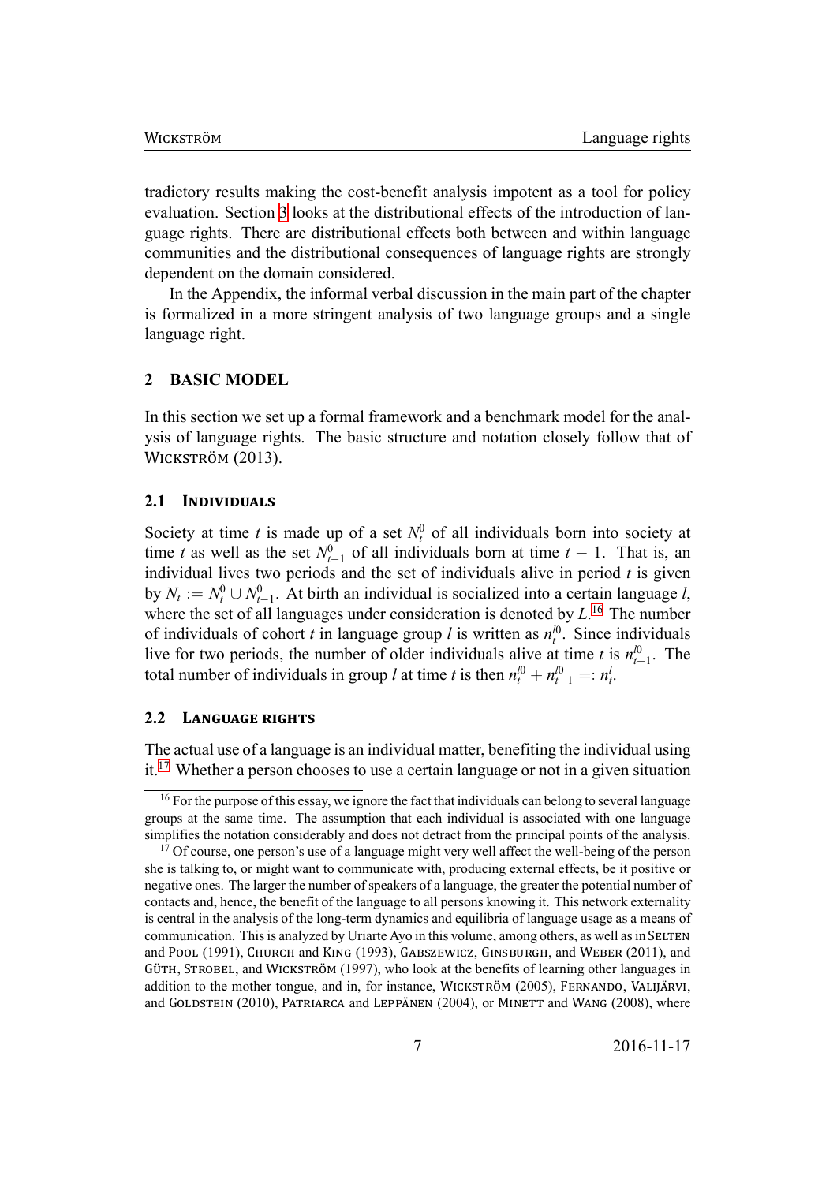tradictory results making the cost-benefit analysis impotent as a tool for policy evaluation. Section 3 looks at the distributional effects of the introduction of language rights. There are distributional effects both between and within language communities and the distributional consequences of language rights are strongly dependent on the domain considered.

In the Appendix, the informal verbal discussion in the main part of the chapter is formalized in a more stringent analysis of two language groups and a single language right.

## 2 BASIC MODEL

In this section we set up a formal framework and a benchmark model for the analysis of language rights. The basic structure and notation closely follow that of Wickström (2013).

### 2.1 Individuals

Society at time $t$ is made up of a set $N_t^0$ of all individuals born into society at time $t$ as well as the set $N_{t-1}^0$ of all individuals born at time $t-1$. That is, an individual lives two periods and the set of individuals alive in period $t$ is given by $N_t := N_t^0 \cup N_{t-1}^0$. At birth an individual is socialized into a certain language $l$, where the set of all languages under consideration is denoted by $L$.[16] The number of individuals of cohort $t$ in language group $l$ is written as $n_t^{l0}$. Since individuals live for two periods, the number of older individuals alive at time $t$ is $n_{t-1}^{l0}$. The total number of individuals in group $l$ at time $t$ is then $n_t^{l0} + n_{t-1}^{l0} =: n_t^l$.

### 2.2 Language rights

The actual use of a language is an individual matter, benefiting the individual using it.[17] Whether a person chooses to use a certain language or not in a given situation

[16] For the purpose of this essay, we ignore the fact that individuals can belong to several language groups at the same time. The assumption that each individual is associated with one language simplifies the notation considerably and does not detract from the principal points of the analysis.

[17] Of course, one person's use of a language might very well affect the well-being of the person she is talking to, or might want to communicate with, producing external effects, be it positive or negative ones. The larger the number of speakers of a language, the greater the potential number of contacts and, hence, the benefit of the language to all persons knowing it. This network externality is central in the analysis of the long-term dynamics and equilibria of language usage as a means of communication. This is analyzed by Uriarte Ayo in this volume, among others, as well as in Selten and Pool (1991), Church and King (1993), Gabszewicz, Ginsburgh, and Weber (2011), and Güth, Strobel, and Wickström (1997), who look at the benefits of learning other languages in addition to the mother tongue, and in, for instance, Wickström (2005), Fernando, Valijärvi, and Goldstein (2010), Patriarca and Leppänen (2004), or Minett and Wang (2008), where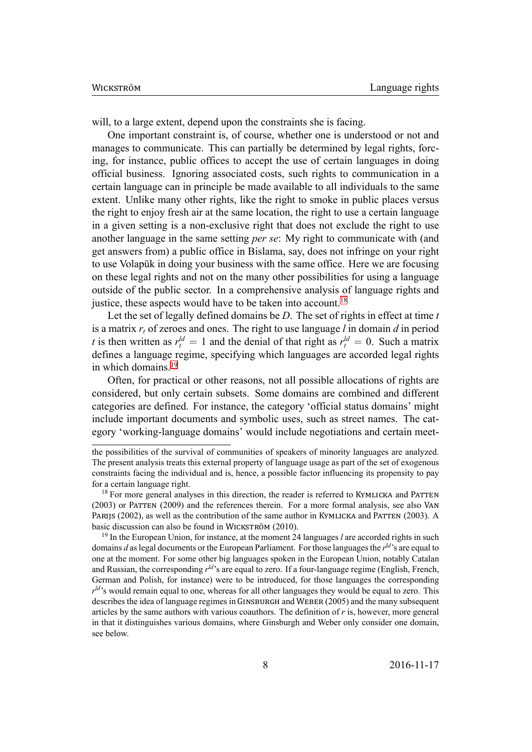will, to a large extent, depend upon the constraints she is facing.

One important constraint is, of course, whether one is understood or not and manages to communicate. This can partially be determined by legal rights, forcing, for instance, public offices to accept the use of certain languages in doing official business. Ignoring associated costs, such rights to communication in a certain language can in principle be made available to all individuals to the same extent. Unlike many other rights, like the right to smoke in public places versus the right to enjoy fresh air at the same location, the right to use a certain language in a given setting is a non-exclusive right that does not exclude the right to use another language in the same setting *per se*: My right to communicate with (and get answers from) a public office in Bislama, say, does not infringe on your right to use Volapük in doing your business with the same office. Here we are focusing on these legal rights and not on the many other possibilities for using a language outside of the public sector. In a comprehensive analysis of language rights and justice, these aspects would have to be taken into account.[18]

Let the set of legally defined domains be $D$. The set of rights in effect at time $t$ is a matrix $r_t$ of zeroes and ones. The right to use language $l$ in domain $d$ in period $t$ is then written as $r_t^{ld} = 1$ and the denial of that right as $r_t^{ld} = 0$. Such a matrix defines a language regime, specifying which languages are accorded legal rights in which domains.[19]

Often, for practical or other reasons, not all possible allocations of rights are considered, but only certain subsets. Some domains are combined and different categories are defined. For instance, the category 'official status domains' might include important documents and symbolic uses, such as street names. The category 'working-language domains' would include negotiations and certain meet-

---

the possibilities of the survival of communities of speakers of minority languages are analyzed. The present analysis treats this external property of language usage as part of the set of exogenous constraints facing the individual and is, hence, a possible factor influencing its propensity to pay for a certain language right.

[18] For more general analyses in this direction, the reader is referred to Kymlicka and Patten (2003) or Patten (2009) and the references therein. For a more formal analysis, see also Van Parijs (2002), as well as the contribution of the same author in Kymlicka and Patten (2003). A basic discussion can also be found in Wickström (2010).

[19] In the European Union, for instance, at the moment 24 languages $l$ are accorded rights in such domains $d$ as legal documents or the European Parliament. For those languages the $r^{ld}$'s are equal to one at the moment. For some other big languages spoken in the European Union, notably Catalan and Russian, the corresponding $r^{ld}$'s are equal to zero. If a four-language regime (English, French, German and Polish, for instance) were to be introduced, for those languages the corresponding $r^{ld}$'s would remain equal to one, whereas for all other languages they would be equal to zero. This describes the idea of language regimes in Ginsburgh and Weber (2005) and the many subsequent articles by the same authors with various coauthors. The definition of $r$ is, however, more general in that it distinguishes various domains, where Ginsburgh and Weber only consider one domain, see below.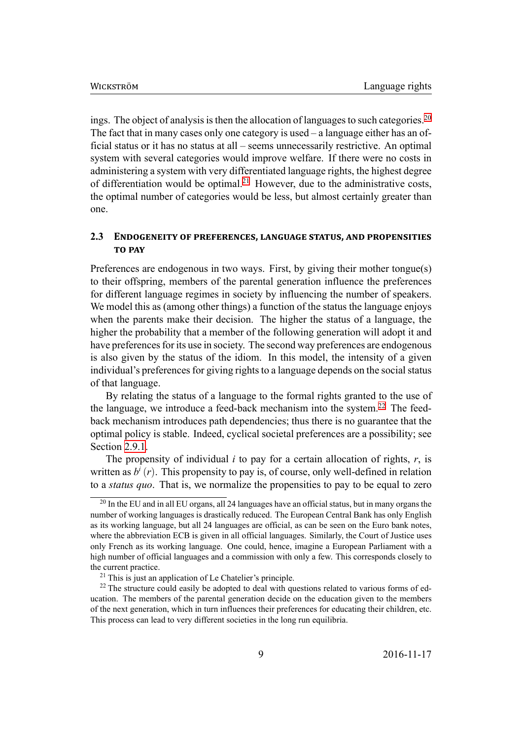ings. The object of analysis is then the allocation of languages to such categories.[20] The fact that in many cases only one category is used – a language either has an official status or it has no status at all – seems unnecessarily restrictive. An optimal system with several categories would improve welfare. If there were no costs in administering a system with very differentiated language rights, the highest degree of differentiation would be optimal.[21] However, due to the administrative costs, the optimal number of categories would be less, but almost certainly greater than one.

### 2.3 Endogeneity of preferences, language status, and propensities to pay

Preferences are endogenous in two ways. First, by giving their mother tongue(s) to their offspring, members of the parental generation influence the preferences for different language regimes in society by influencing the number of speakers. We model this as (among other things) a function of the status the language enjoys when the parents make their decision. The higher the status of a language, the higher the probability that a member of the following generation will adopt it and have preferences for its use in society. The second way preferences are endogenous is also given by the status of the idiom. In this model, the intensity of a given individual's preferences for giving rights to a language depends on the social status of that language.

By relating the status of a language to the formal rights granted to the use of the language, we introduce a feed-back mechanism into the system.[22] The feed-back mechanism introduces path dependencies; thus there is no guarantee that the optimal policy is stable. Indeed, cyclical societal preferences are a possibility; see Section 2.9.1.

The propensity of individual $i$ to pay for a certain allocation of rights, $r$, is written as $b^i(r)$. This propensity to pay is, of course, only well-defined in relation to a *status quo*. That is, we normalize the propensities to pay to be equal to zero

[20] In the EU and in all EU organs, all 24 languages have an official status, but in many organs the number of working languages is drastically reduced. The European Central Bank has only English as its working language, but all 24 languages are official, as can be seen on the Euro bank notes, where the abbreviation ECB is given in all official languages. Similarly, the Court of Justice uses only French as its working language. One could, hence, imagine a European Parliament with a high number of official languages and a commission with only a few. This corresponds closely to the current practice.

[21] This is just an application of Le Chatelier's principle.

[22] The structure could easily be adopted to deal with questions related to various forms of education. The members of the parental generation decide on the education given to the members of the next generation, which in turn influences their preferences for educating their children, etc. This process can lead to very different societies in the long run equilibria.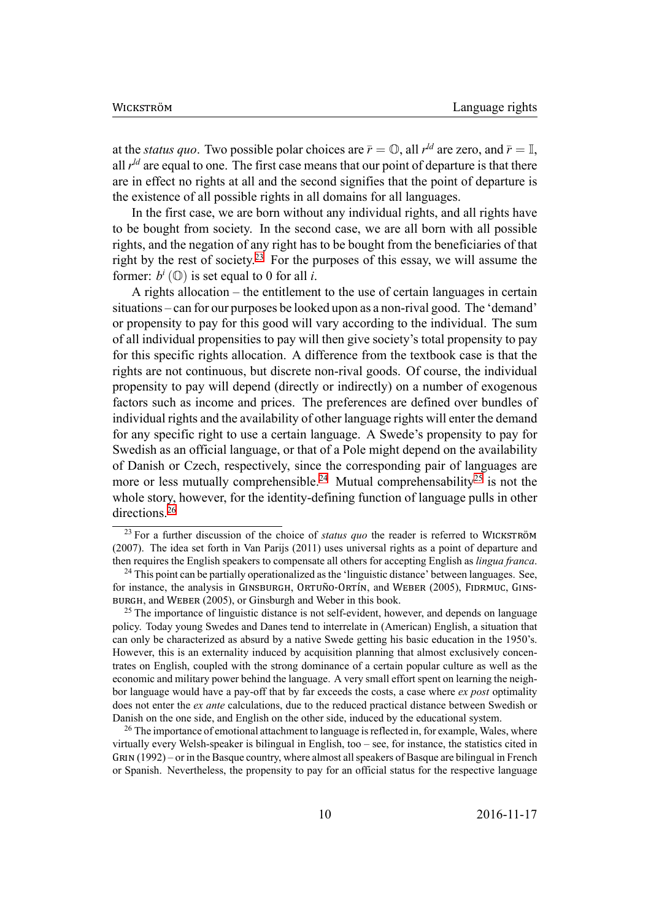at the *status quo*. Two possible polar choices are $\bar{r} = \mathbb{O}$, all $r^{ld}$ are zero, and $\bar{r} = \mathbb{I}$, all $r^{ld}$ are equal to one. The first case means that our point of departure is that there are in effect no rights at all and the second signifies that the point of departure is the existence of all possible rights in all domains for all languages.

In the first case, we are born without any individual rights, and all rights have to be bought from society. In the second case, we are all born with all possible rights, and the negation of any right has to be bought from the beneficiaries of that right by the rest of society.[23] For the purposes of this essay, we will assume the former: $b^i(\mathbb{O})$ is set equal to 0 for all $i$.

A rights allocation – the entitlement to the use of certain languages in certain situations – can for our purposes be looked upon as a non-rival good. The 'demand' or propensity to pay for this good will vary according to the individual. The sum of all individual propensities to pay will then give society's total propensity to pay for this specific rights allocation. A difference from the textbook case is that the rights are not continuous, but discrete non-rival goods. Of course, the individual propensity to pay will depend (directly or indirectly) on a number of exogenous factors such as income and prices. The preferences are defined over bundles of individual rights and the availability of other language rights will enter the demand for any specific right to use a certain language. A Swede's propensity to pay for Swedish as an official language, or that of a Pole might depend on the availability of Danish or Czech, respectively, since the corresponding pair of languages are more or less mutually comprehensible.[24] Mutual comprehensability[25] is not the whole story, however, for the identity-defining function of language pulls in other directions.[26]

---

[23] For a further discussion of the choice of *status quo* the reader is referred to Wickström (2007). The idea set forth in Van Parijs (2011) uses universal rights as a point of departure and then requires the English speakers to compensate all others for accepting English as *lingua franca*.

[24] This point can be partially operationalized as the 'linguistic distance' between languages. See, for instance, the analysis in Ginsburgh, Ortuño-Ortín, and Weber (2005), Fidrmuc, Ginsburgh, and Weber (2005), or Ginsburgh and Weber in this book.

[25] The importance of linguistic distance is not self-evident, however, and depends on language policy. Today young Swedes and Danes tend to interrelate in (American) English, a situation that can only be characterized as absurd by a native Swede getting his basic education in the 1950's. However, this is an externality induced by acquisition planning that almost exclusively concentrates on English, coupled with the strong dominance of a certain popular culture as well as the economic and military power behind the language. A very small effort spent on learning the neighbor language would have a pay-off that by far exceeds the costs, a case where *ex post* optimality does not enter the *ex ante* calculations, due to the reduced practical distance between Swedish or Danish on the one side, and English on the other side, induced by the educational system.

[26] The importance of emotional attachment to language is reflected in, for example, Wales, where virtually every Welsh-speaker is bilingual in English, too – see, for instance, the statistics cited in Grin (1992) – or in the Basque country, where almost all speakers of Basque are bilingual in French or Spanish. Nevertheless, the propensity to pay for an official status for the respective language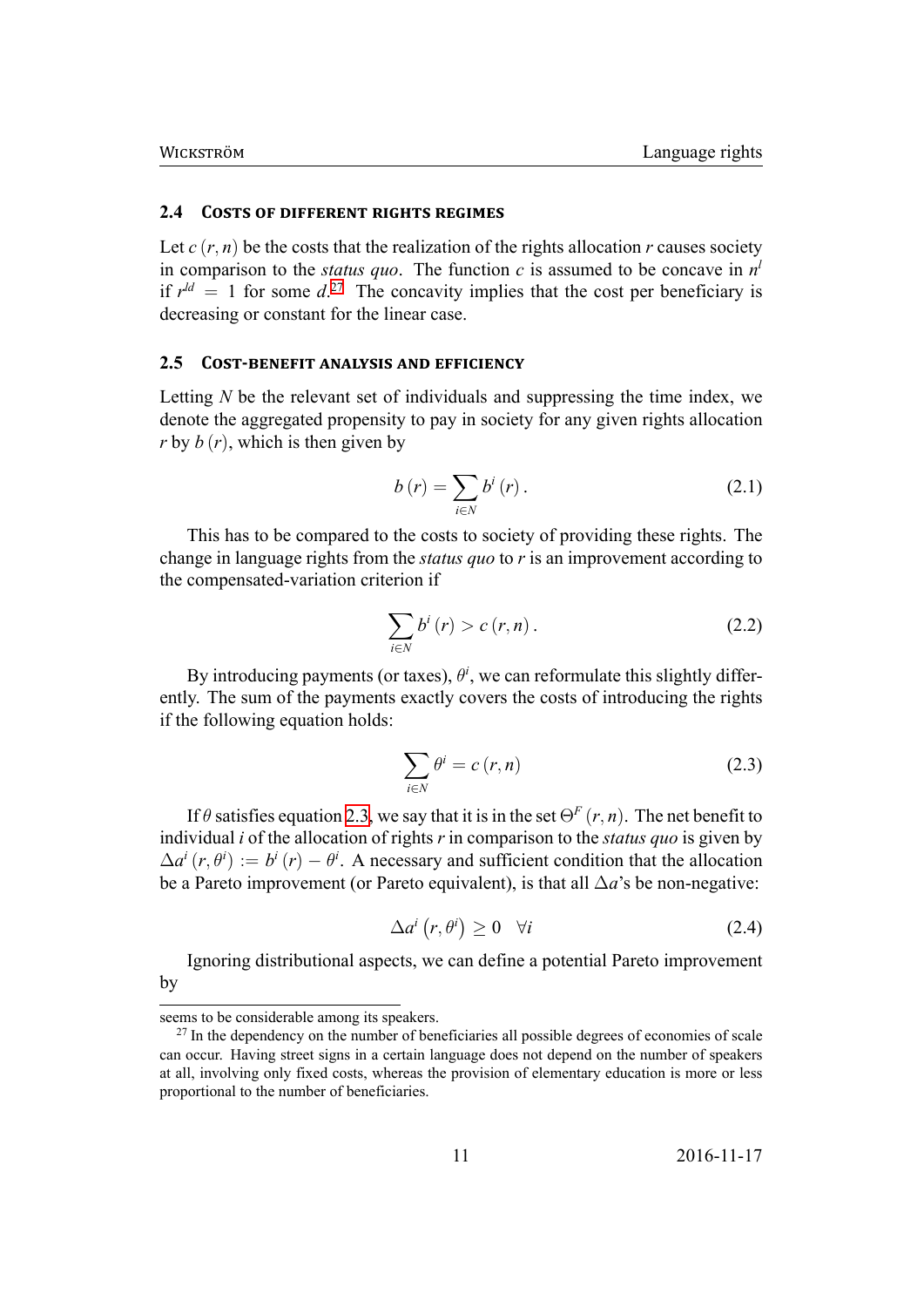### 2.4 Costs of different rights regimes

Let $c(r,n)$ be the costs that the realization of the rights allocation $r$ causes society in comparison to the *status quo*. The function $c$ is assumed to be concave in $n^l$ if $r^{ld} = 1$ for some $d$.[27] The concavity implies that the cost per beneficiary is decreasing or constant for the linear case.

### 2.5 Cost-benefit analysis and efficiency

Letting $N$ be the relevant set of individuals and suppressing the time index, we denote the aggregated propensity to pay in society for any given rights allocation $r$ by $b(r)$, which is then given by

$$b(r) = \sum_{i \in N} b^i(r). \tag{2.1}$$

This has to be compared to the costs to society of providing these rights. The change in language rights from the *status quo* to $r$ is an improvement according to the compensated-variation criterion if

$$\sum_{i \in N} b^i(r) > c(r,n). \tag{2.2}$$

By introducing payments (or taxes), $\theta^i$, we can reformulate this slightly differently. The sum of the payments exactly covers the costs of introducing the rights if the following equation holds:

$$\sum_{i \in N} \theta^i = c(r,n) \tag{2.3}$$

If $\theta$ satisfies equation 2.3, we say that it is in the set $\Theta^F(r,n)$. The net benefit to individual $i$ of the allocation of rights $r$ in comparison to the *status quo* is given by $\Delta a^i(r,\theta^i) := b^i(r) - \theta^i$. A necessary and sufficient condition that the allocation be a Pareto improvement (or Pareto equivalent), is that all $\Delta a$'s be non-negative:

$$\Delta a^i(r,\theta^i) \geq 0 \quad \forall i \tag{2.4}$$

Ignoring distributional aspects, we can define a potential Pareto improvement by

seems to be considerable among its speakers.

[27] In the dependency on the number of beneficiaries all possible degrees of economies of scale can occur. Having street signs in a certain language does not depend on the number of speakers at all, involving only fixed costs, whereas the provision of elementary education is more or less proportional to the number of beneficiaries.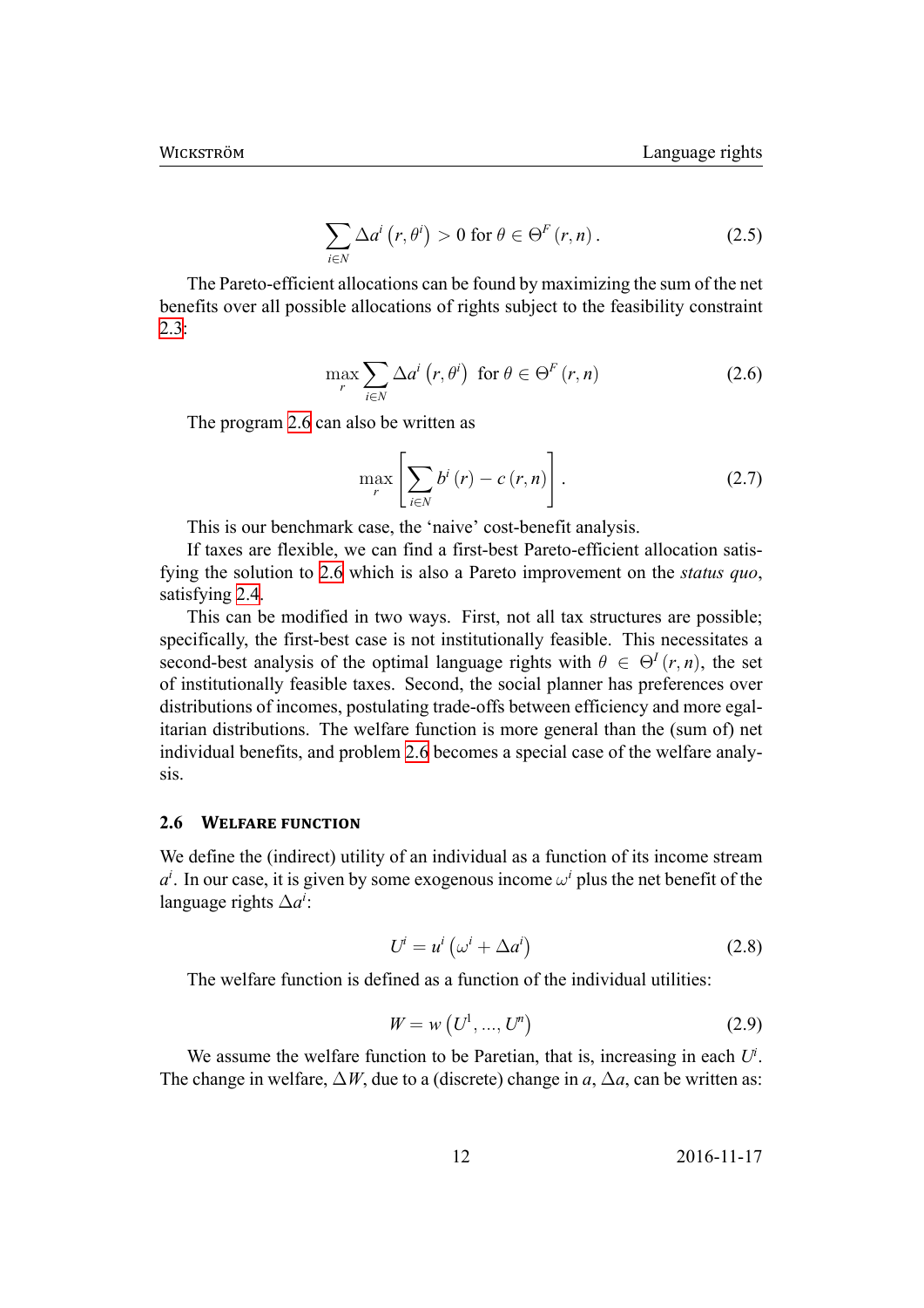$$\sum_{i \in N} \Delta a^i \left(r, \theta^i\right) > 0 \text{ for } \theta \in \Theta^F \left(r, n\right). \tag{2.5}$$

The Pareto-efficient allocations can be found by maximizing the sum of the net benefits over all possible allocations of rights subject to the feasibility constraint 2.3:

$$\max_r \sum_{i \in N} \Delta a^i \left(r, \theta^i\right) \text{ for } \theta \in \Theta^F \left(r, n\right) \tag{2.6}$$

The program 2.6 can also be written as

$$\max_r \left[ \sum_{i \in N} b^i \left(r\right) - c\left(r, n\right) \right]. \tag{2.7}$$

This is our benchmark case, the 'naive' cost-benefit analysis.

If taxes are flexible, we can find a first-best Pareto-efficient allocation satisfying the solution to 2.6 which is also a Pareto improvement on the *status quo*, satisfying 2.4.

This can be modified in two ways. First, not all tax structures are possible; specifically, the first-best case is not institutionally feasible. This necessitates a second-best analysis of the optimal language rights with $\theta \in \Theta^I \left(r, n\right)$, the set of institutionally feasible taxes. Second, the social planner has preferences over distributions of incomes, postulating trade-offs between efficiency and more egalitarian distributions. The welfare function is more general than the (sum of) net individual benefits, and problem 2.6 becomes a special case of the welfare analysis.

### 2.6 Welfare function

We define the (indirect) utility of an individual as a function of its income stream $a^i$. In our case, it is given by some exogenous income $\omega^i$ plus the net benefit of the language rights $\Delta a^i$:

$$U^i = u^i \left(\omega^i + \Delta a^i\right) \tag{2.8}$$

The welfare function is defined as a function of the individual utilities:

$$W = w\left(U^1, ..., U^n\right) \tag{2.9}$$

We assume the welfare function to be Paretian, that is, increasing in each $U^i$. The change in welfare, $\Delta W$, due to a (discrete) change in $a$, $\Delta a$, can be written as: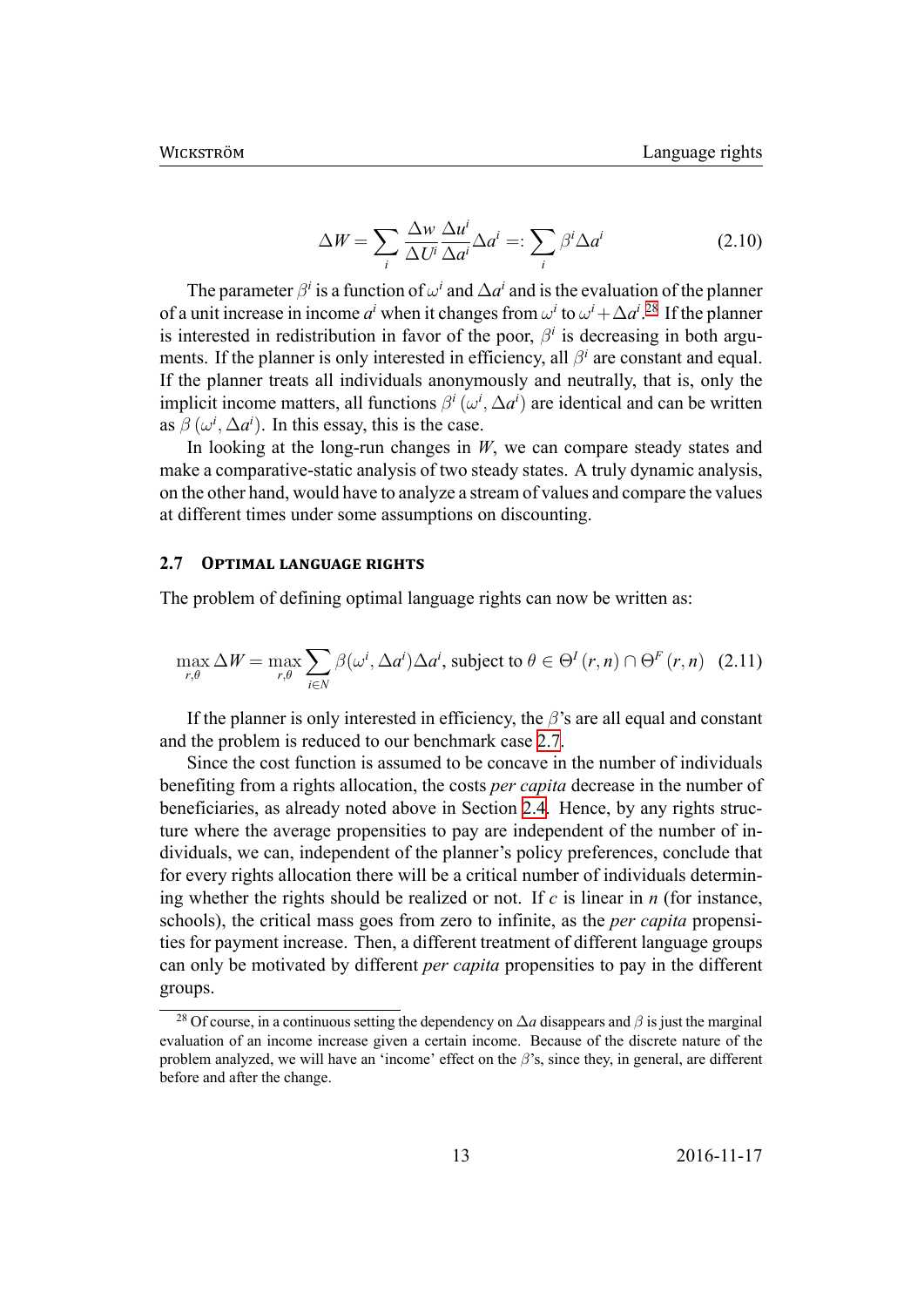$$\Delta W = \sum_i \frac{\Delta w}{\Delta U^i} \frac{\Delta u^i}{\Delta a^i} \Delta a^i =: \sum_i \beta^i \Delta a^i \tag{2.10}$$

The parameter $\beta^i$ is a function of $\omega^i$ and $\Delta a^i$ and is the evaluation of the planner of a unit increase in income $a^i$ when it changes from $\omega^i$ to $\omega^i + \Delta a^i$.[28] If the planner is interested in redistribution in favor of the poor, $\beta^i$ is decreasing in both arguments. If the planner is only interested in efficiency, all $\beta^i$ are constant and equal. If the planner treats all individuals anonymously and neutrally, that is, only the implicit income matters, all functions $\beta^i(\omega^i, \Delta a^i)$ are identical and can be written as $\beta(\omega^i, \Delta a^i)$. In this essay, this is the case.

In looking at the long-run changes in $W$, we can compare steady states and make a comparative-static analysis of two steady states. A truly dynamic analysis, on the other hand, would have to analyze a stream of values and compare the values at different times under some assumptions on discounting.

## 2.7 Optimal language rights

The problem of defining optimal language rights can now be written as:

$$\max_{r,\theta} \Delta W = \max_{r,\theta} \sum_{i \in N} \beta(\omega^i, \Delta a^i) \Delta a^i, \text{ subject to } \theta \in \Theta^I(r,n) \cap \Theta^F(r,n) \tag{2.11}$$

If the planner is only interested in efficiency, the $\beta$'s are all equal and constant and the problem is reduced to our benchmark case 2.7.

Since the cost function is assumed to be concave in the number of individuals benefiting from a rights allocation, the costs *per capita* decrease in the number of beneficiaries, as already noted above in Section 2.4. Hence, by any rights structure where the average propensities to pay are independent of the number of individuals, we can, independent of the planner's policy preferences, conclude that for every rights allocation there will be a critical number of individuals determining whether the rights should be realized or not. If $c$ is linear in $n$ (for instance, schools), the critical mass goes from zero to infinite, as the *per capita* propensities for payment increase. Then, a different treatment of different language groups can only be motivated by different *per capita* propensities to pay in the different groups.

[28] Of course, in a continuous setting the dependency on $\Delta a$ disappears and $\beta$ is just the marginal evaluation of an income increase given a certain income. Because of the discrete nature of the problem analyzed, we will have an 'income' effect on the $\beta$'s, since they, in general, are different before and after the change.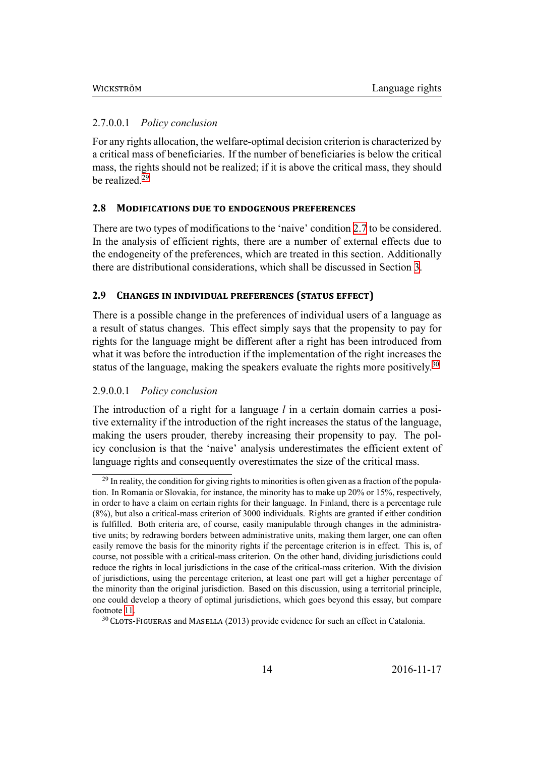#### 2.7.0.0.1 *Policy conclusion*

For any rights allocation, the welfare-optimal decision criterion is characterized by a critical mass of beneficiaries. If the number of beneficiaries is below the critical mass, the rights should not be realized; if it is above the critical mass, they should be realized.[29]

### 2.8 Modifications due to endogenous preferences

There are two types of modifications to the 'naive' condition 2.7 to be considered. In the analysis of efficient rights, there are a number of external effects due to the endogeneity of the preferences, which are treated in this section. Additionally there are distributional considerations, which shall be discussed in Section 3.

### 2.9 Changes in individual preferences (status effect)

There is a possible change in the preferences of individual users of a language as a result of status changes. This effect simply says that the propensity to pay for rights for the language might be different after a right has been introduced from what it was before the introduction if the implementation of the right increases the status of the language, making the speakers evaluate the rights more positively.[30]

#### 2.9.0.0.1 *Policy conclusion*

The introduction of a right for a language $l$ in a certain domain carries a positive externality if the introduction of the right increases the status of the language, making the users prouder, thereby increasing their propensity to pay. The policy conclusion is that the 'naive' analysis underestimates the efficient extent of language rights and consequently overestimates the size of the critical mass.

---

[29] In reality, the condition for giving rights to minorities is often given as a fraction of the population. In Romania or Slovakia, for instance, the minority has to make up 20% or 15%, respectively, in order to have a claim on certain rights for their language. In Finland, there is a percentage rule (8%), but also a critical-mass criterion of 3000 individuals. Rights are granted if either condition is fulfilled. Both criteria are, of course, easily manipulable through changes in the administrative units; by redrawing borders between administrative units, making them larger, one can often easily remove the basis for the minority rights if the percentage criterion is in effect. This is, of course, not possible with a critical-mass criterion. On the other hand, dividing jurisdictions could reduce the rights in local jurisdictions in the case of the critical-mass criterion. With the division of jurisdictions, using the percentage criterion, at least one part will get a higher percentage of the minority than the original jurisdiction. Based on this discussion, using a territorial principle, one could develop a theory of optimal jurisdictions, which goes beyond this essay, but compare footnote 11.

[30] Clots-Figueras and Masella (2013) provide evidence for such an effect in Catalonia.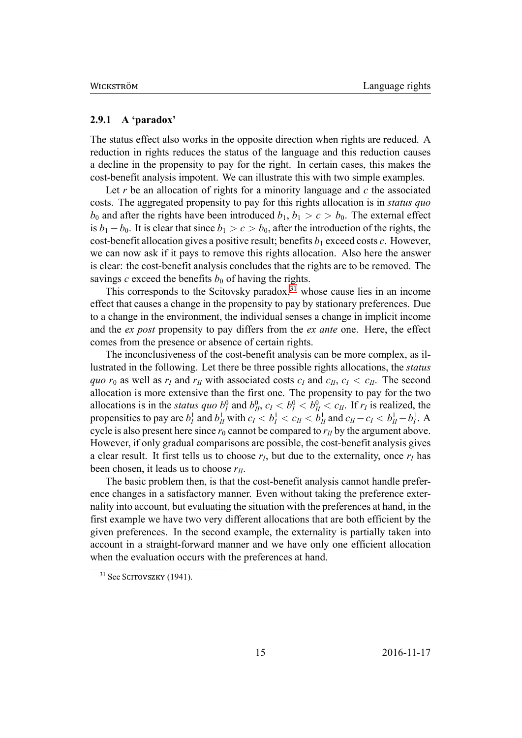### 2.9.1 A 'paradox'

The status effect also works in the opposite direction when rights are reduced. A reduction in rights reduces the status of the language and this reduction causes a decline in the propensity to pay for the right. In certain cases, this makes the cost-benefit analysis impotent. We can illustrate this with two simple examples.

Let $r$ be an allocation of rights for a minority language and $c$ the associated costs. The aggregated propensity to pay for this rights allocation is in *status quo* $b_0$ and after the rights have been introduced $b_1$, $b_1 > c > b_0$. The external effect is $b_1 - b_0$. It is clear that since $b_1 > c > b_0$, after the introduction of the rights, the cost-benefit allocation gives a positive result; benefits $b_1$ exceed costs $c$. However, we can now ask if it pays to remove this rights allocation. Also here the answer is clear: the cost-benefit analysis concludes that the rights are to be removed. The savings $c$ exceed the benefits $b_0$ of having the rights.

This corresponds to the Scitovsky paradox,[31] whose cause lies in an income effect that causes a change in the propensity to pay by stationary preferences. Due to a change in the environment, the individual senses a change in implicit income and the *ex post* propensity to pay differs from the *ex ante* one. Here, the effect comes from the presence or absence of certain rights.

The inconclusiveness of the cost-benefit analysis can be more complex, as illustrated in the following. Let there be three possible rights allocations, the *status quo* $r_0$ as well as $r_I$ and $r_{II}$ with associated costs $c_I$ and $c_{II}$, $c_I < c_{II}$. The second allocation is more extensive than the first one. The propensity to pay for the two allocations is in the *status quo* $b_I^0$ and $b_{II}^0$, $c_I < b_I^0 < b_{II}^0 < c_{II}$. If $r_I$ is realized, the propensities to pay are $b_I^1$ and $b_{II}^1$ with $c_I < b_I^1 < c_{II} < b_{II}^1$ and $c_{II} - c_I < b_{II}^1 - b_I^1$. A cycle is also present here since $r_0$ cannot be compared to $r_{II}$ by the argument above. However, if only gradual comparisons are possible, the cost-benefit analysis gives a clear result. It first tells us to choose $r_I$, but due to the externality, once $r_I$ has been chosen, it leads us to choose $r_{II}$.

The basic problem then, is that the cost-benefit analysis cannot handle preference changes in a satisfactory manner. Even without taking the preference externality into account, but evaluating the situation with the preferences at hand, in the first example we have two very different allocations that are both efficient by the given preferences. In the second example, the externality is partially taken into account in a straight-forward manner and we have only one efficient allocation when the evaluation occurs with the preferences at hand.

[31] See Scitovszky (1941).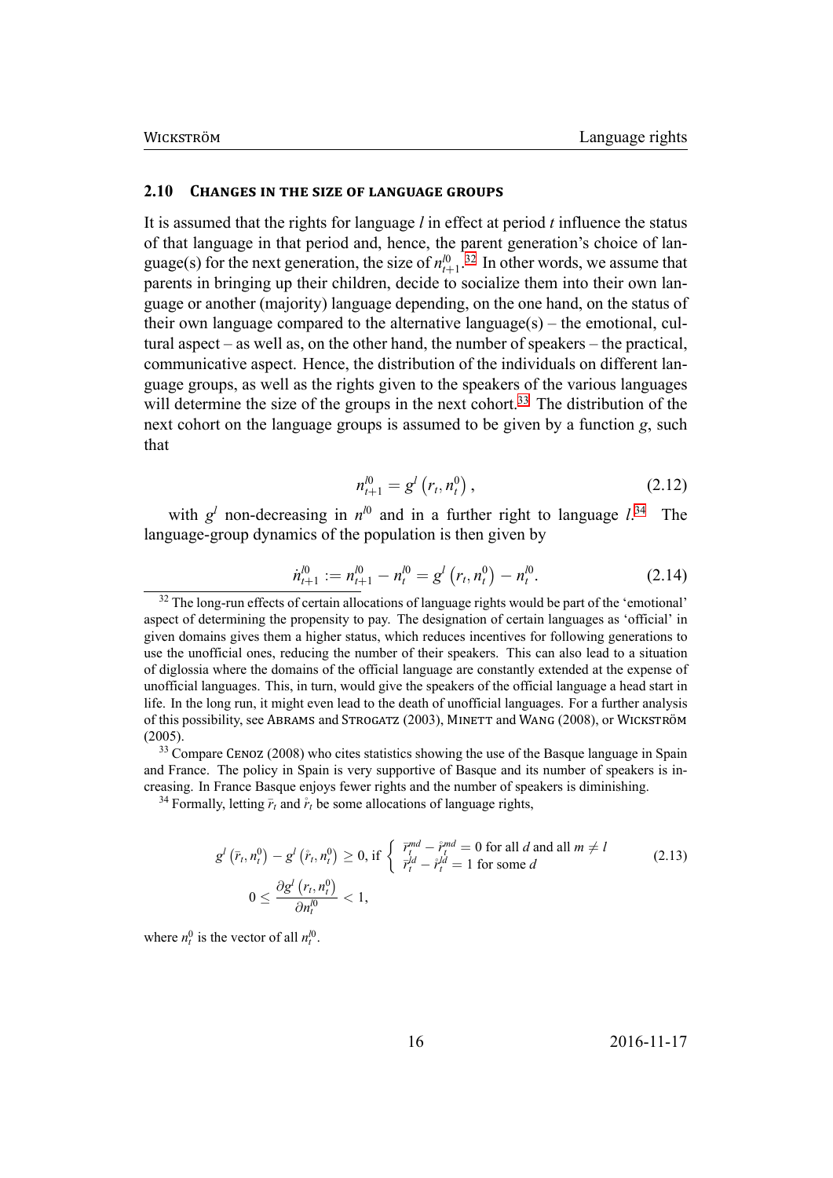## 2.10 Changes in the size of language groups

It is assumed that the rights for language $l$ in effect at period $t$ influence the status of that language in that period and, hence, the parent generation's choice of language(s) for the next generation, the size of $n^{l0}_{t+1}$.[32] In other words, we assume that parents in bringing up their children, decide to socialize them into their own language or another (majority) language depending, on the one hand, on the status of their own language compared to the alternative language(s) – the emotional, cultural aspect – as well as, on the other hand, the number of speakers – the practical, communicative aspect. Hence, the distribution of the individuals on different language groups, as well as the rights given to the speakers of the various languages will determine the size of the groups in the next cohort.[33] The distribution of the next cohort on the language groups is assumed to be given by a function $g$, such that

$$n^{l0}_{t+1} = g^{l}\left(r_t, n^{0}_{t}\right), \tag{2.12}$$

with $g^l$ non-decreasing in $n^{l0}$ and in a further right to language $l$.[34] The language-group dynamics of the population is then given by

$$\dot{n}^{l0}_{t+1} := n^{l0}_{t+1} - n^{l0}_{t} = g^{l}\left(r_t, n^{0}_{t}\right) - n^{l0}_{t}. \tag{2.14}$$

---

[32] The long-run effects of certain allocations of language rights would be part of the 'emotional' aspect of determining the propensity to pay. The designation of certain languages as 'official' in given domains gives them a higher status, which reduces incentives for following generations to use the unofficial ones, reducing the number of their speakers. This can also lead to a situation of diglossia where the domains of the official language are constantly extended at the expense of unofficial languages. This, in turn, would give the speakers of the official language a head start in life. In the long run, it might even lead to the death of unofficial languages. For a further analysis of this possibility, see Abrams and Strogatz (2003), Minett and Wang (2008), or Wickström (2005).

[33] Compare Cenoz (2008) who cites statistics showing the use of the Basque language in Spain and France. The policy in Spain is very supportive of Basque and its number of speakers is increasing. In France Basque enjoys fewer rights and the number of speakers is diminishing.

[34] Formally, letting $\bar{r}_t$ and $\mathring{r}_t$ be some allocations of language rights,

$$g^{l}\left(\bar{r}_t, n^{0}_{t}\right) - g^{l}\left(\mathring{r}_t, n^{0}_{t}\right) \geq 0, \text{ if } \begin{cases} \bar{r}^{md}_{t} - \mathring{r}^{md}_{t} = 0 \text{ for all } d \text{ and all } m \neq l \\ \bar{r}^{ld}_{t} - \mathring{r}^{ld}_{t} = 1 \text{ for some } d \end{cases} \tag{2.13}$$

$$0 \leq \frac{\partial g^{l}\left(r_t, n^{0}_{t}\right)}{\partial n^{l0}_{t}} < 1,$$

where $n^{0}_{t}$ is the vector of all $n^{l0}_{t}$.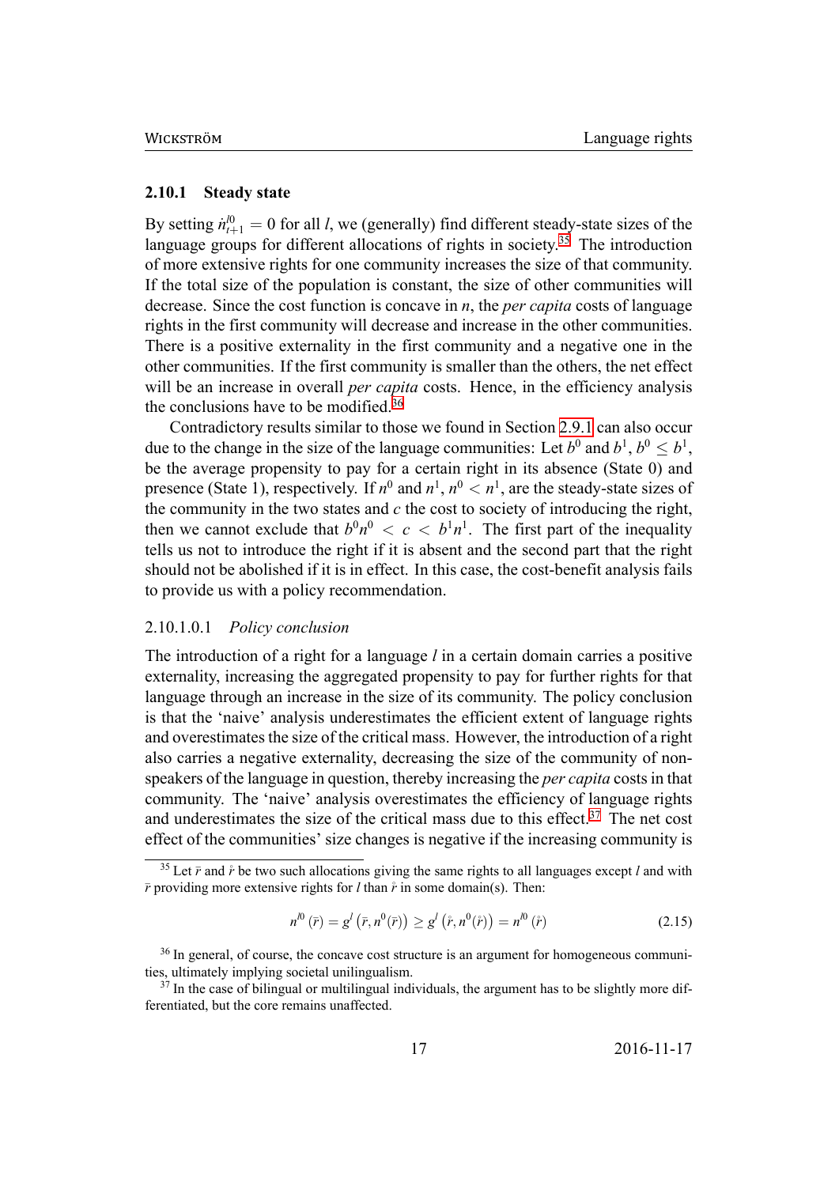### 2.10.1 Steady state

By setting $\dot{n}^{l0}_{t+1} = 0$ for all $l$, we (generally) find different steady-state sizes of the language groups for different allocations of rights in society.[35] The introduction of more extensive rights for one community increases the size of that community. If the total size of the population is constant, the size of other communities will decrease. Since the cost function is concave in $n$, the *per capita* costs of language rights in the first community will decrease and increase in the other communities. There is a positive externality in the first community and a negative one in the other communities. If the first community is smaller than the others, the net effect will be an increase in overall *per capita* costs. Hence, in the efficiency analysis the conclusions have to be modified.[36]

Contradictory results similar to those we found in Section 2.9.1 can also occur due to the change in the size of the language communities: Let $b^0$ and $b^1$, $b^0 \leq b^1$, be the average propensity to pay for a certain right in its absence (State 0) and presence (State 1), respectively. If $n^0$ and $n^1$, $n^0 < n^1$, are the steady-state sizes of the community in the two states and $c$ the cost to society of introducing the right, then we cannot exclude that $b^0 n^0 < c < b^1 n^1$. The first part of the inequality tells us not to introduce the right if it is absent and the second part that the right should not be abolished if it is in effect. In this case, the cost-benefit analysis fails to provide us with a policy recommendation.

#### 2.10.1.0.1 *Policy conclusion*

The introduction of a right for a language $l$ in a certain domain carries a positive externality, increasing the aggregated propensity to pay for further rights for that language through an increase in the size of its community. The policy conclusion is that the 'naive' analysis underestimates the efficient extent of language rights and overestimates the size of the critical mass. However, the introduction of a right also carries a negative externality, decreasing the size of the community of non-speakers of the language in question, thereby increasing the *per capita* costs in that community. The 'naive' analysis overestimates the efficiency of language rights and underestimates the size of the critical mass due to this effect.[37] The net cost effect of the communities' size changes is negative if the increasing community is

---

[35] Let $\bar{r}$ and $\mathring{r}$ be two such allocations giving the same rights to all languages except $l$ and with $\bar{r}$ providing more extensive rights for $l$ than $\mathring{r}$ in some domain(s). Then:

$$n^{l0}(\bar{r}) = g^l\left(\bar{r}, n^0(\bar{r})\right) \geq g^l\left(\mathring{r}, n^0(\mathring{r})\right) = n^{l0}(\mathring{r}) \tag{2.15}$$

[36] In general, of course, the concave cost structure is an argument for homogeneous communities, ultimately implying societal unilingualism.

[37] In the case of bilingual or multilingual individuals, the argument has to be slightly more differentiated, but the core remains unaffected.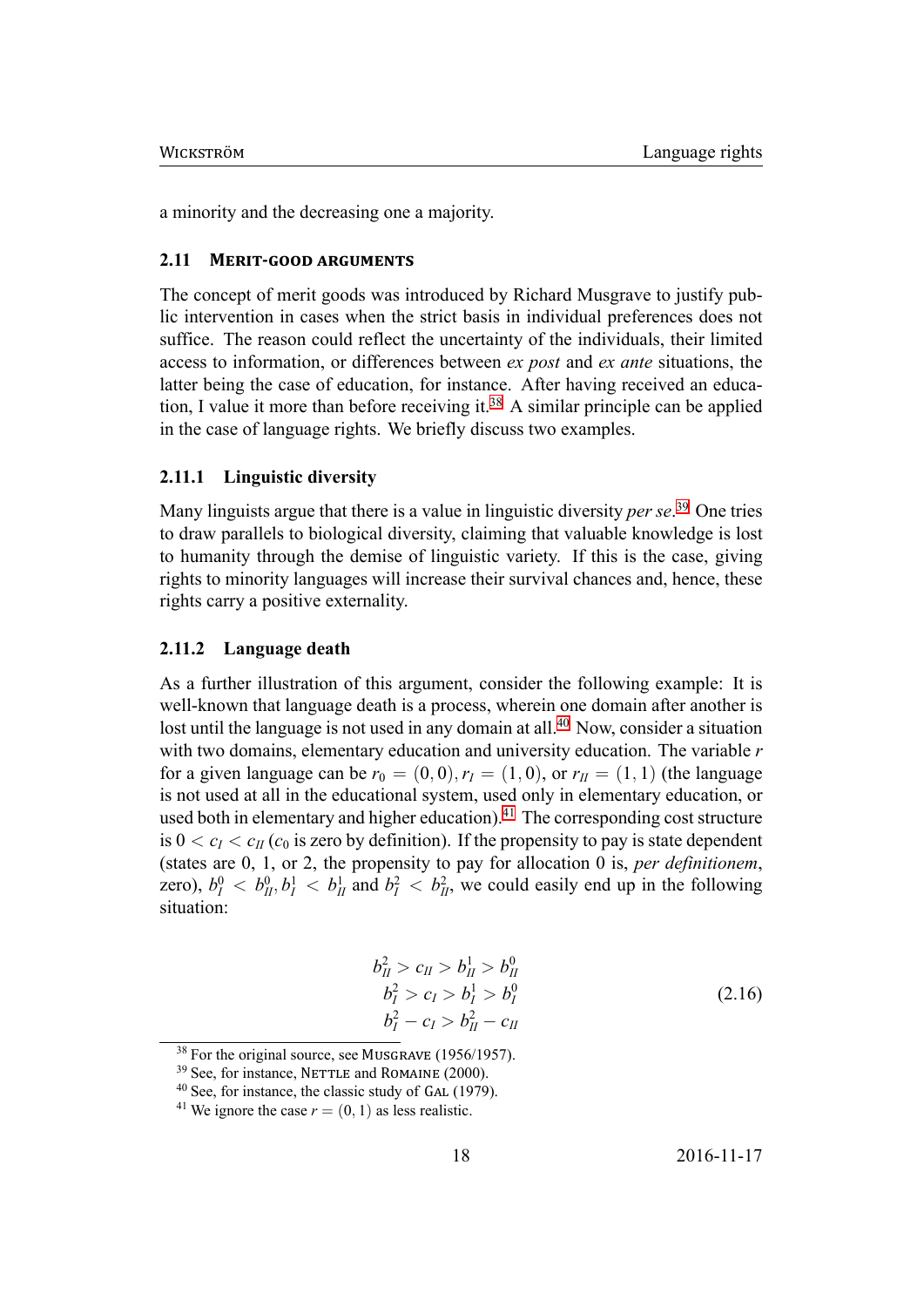a minority and the decreasing one a majority.

## 2.11 Merit-good arguments

The concept of merit goods was introduced by Richard Musgrave to justify public intervention in cases when the strict basis in individual preferences does not suffice. The reason could reflect the uncertainty of the individuals, their limited access to information, or differences between *ex post* and *ex ante* situations, the latter being the case of education, for instance. After having received an education, I value it more than before receiving it.[38] A similar principle can be applied in the case of language rights. We briefly discuss two examples.

### 2.11.1 Linguistic diversity

Many linguists argue that there is a value in linguistic diversity *per se*.[39] One tries to draw parallels to biological diversity, claiming that valuable knowledge is lost to humanity through the demise of linguistic variety. If this is the case, giving rights to minority languages will increase their survival chances and, hence, these rights carry a positive externality.

### 2.11.2 Language death

As a further illustration of this argument, consider the following example: It is well-known that language death is a process, wherein one domain after another is lost until the language is not used in any domain at all.[40] Now, consider a situation with two domains, elementary education and university education. The variable $r$ for a given language can be $r_0 = (0,0), r_I = (1,0)$, or $r_{II} = (1,1)$ (the language is not used at all in the educational system, used only in elementary education, or used both in elementary and higher education).[41] The corresponding cost structure is $0 < c_I < c_{II}$ ($c_0$ is zero by definition). If the propensity to pay is state dependent (states are 0, 1, or 2, the propensity to pay for allocation 0 is, *per definitionem*, zero), $b_I^0 < b_{II}^0, b_I^1 < b_{II}^1$ and $b_I^2 < b_{II}^2$, we could easily end up in the following situation:

$$
\begin{aligned}
b_{II}^2 > c_{II} > b_{II}^1 > b_{II}^0 \\
b_I^2 > c_I > b_I^1 > b_I^0 \\
b_I^2 - c_I > b_{II}^2 - c_{II}
\end{aligned}
\tag{2.16}
$$

[38] For the original source, see Musgrave (1956/1957).

[39] See, for instance, Nettle and Romaine (2000).

[40] See, for instance, the classic study of Gal (1979).

[41] We ignore the case $r = (0,1)$ as less realistic.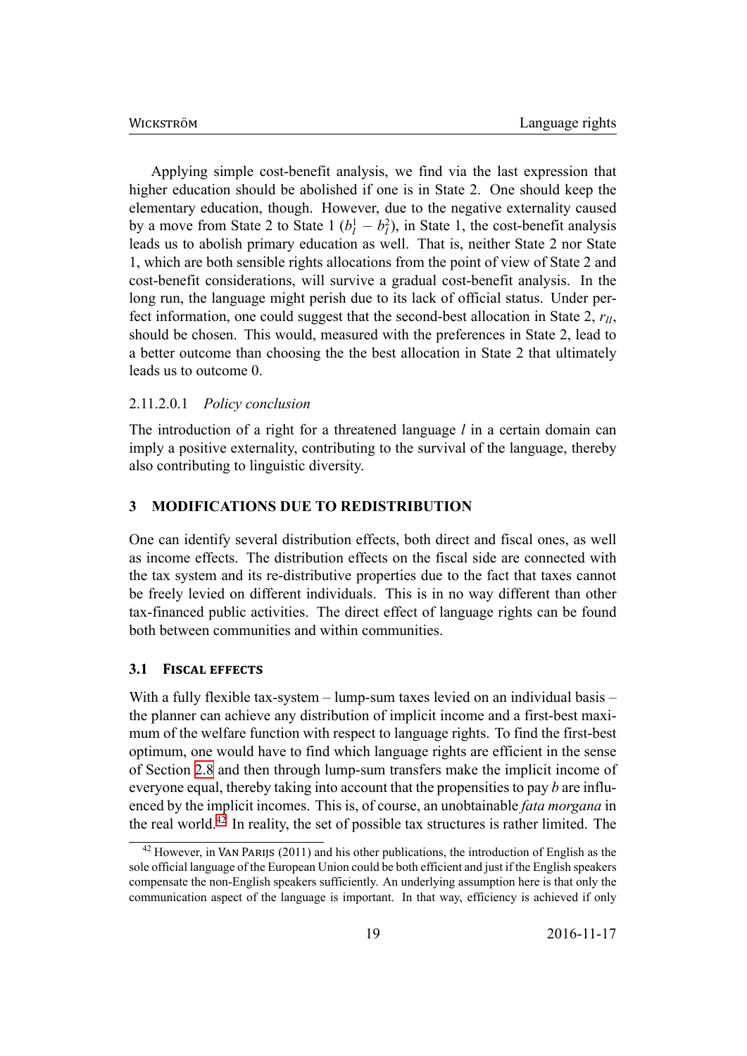Applying simple cost-benefit analysis, we find via the last expression that higher education should be abolished if one is in State 2. One should keep the elementary education, though. However, due to the negative externality caused by a move from State 2 to State 1 ($b_I^1 - b_I^2$), in State 1, the cost-benefit analysis leads us to abolish primary education as well. That is, neither State 2 nor State 1, which are both sensible rights allocations from the point of view of State 2 and cost-benefit considerations, will survive a gradual cost-benefit analysis. In the long run, the language might perish due to its lack of official status. Under perfect information, one could suggest that the second-best allocation in State 2, $r_{II}$, should be chosen. This would, measured with the preferences in State 2, lead to a better outcome than choosing the the best allocation in State 2 that ultimately leads us to outcome 0.

##### 2.11.2.0.1 *Policy conclusion*

The introduction of a right for a threatened language *l* in a certain domain can imply a positive externality, contributing to the survival of the language, thereby also contributing to linguistic diversity.

## 3 MODIFICATIONS DUE TO REDISTRIBUTION

One can identify several distribution effects, both direct and fiscal ones, as well as income effects. The distribution effects on the fiscal side are connected with the tax system and its re-distributive properties due to the fact that taxes cannot be freely levied on different individuals. This is in no way different than other tax-financed public activities. The direct effect of language rights can be found both between communities and within communities.

### 3.1 Fiscal effects

With a fully flexible tax-system – lump-sum taxes levied on an individual basis – the planner can achieve any distribution of implicit income and a first-best maximum of the welfare function with respect to language rights. To find the first-best optimum, one would have to find which language rights are efficient in the sense of Section 2.8 and then through lump-sum transfers make the implicit income of everyone equal, thereby taking into account that the propensities to pay *b* are influenced by the implicit incomes. This is, of course, an unobtainable *fata morgana* in the real world.[42] In reality, the set of possible tax structures is rather limited. The

[42] However, in Van Parijs (2011) and his other publications, the introduction of English as the sole official language of the European Union could be both efficient and just if the English speakers compensate the non-English speakers sufficiently. An underlying assumption here is that only the communication aspect of the language is important. In that way, efficiency is achieved if only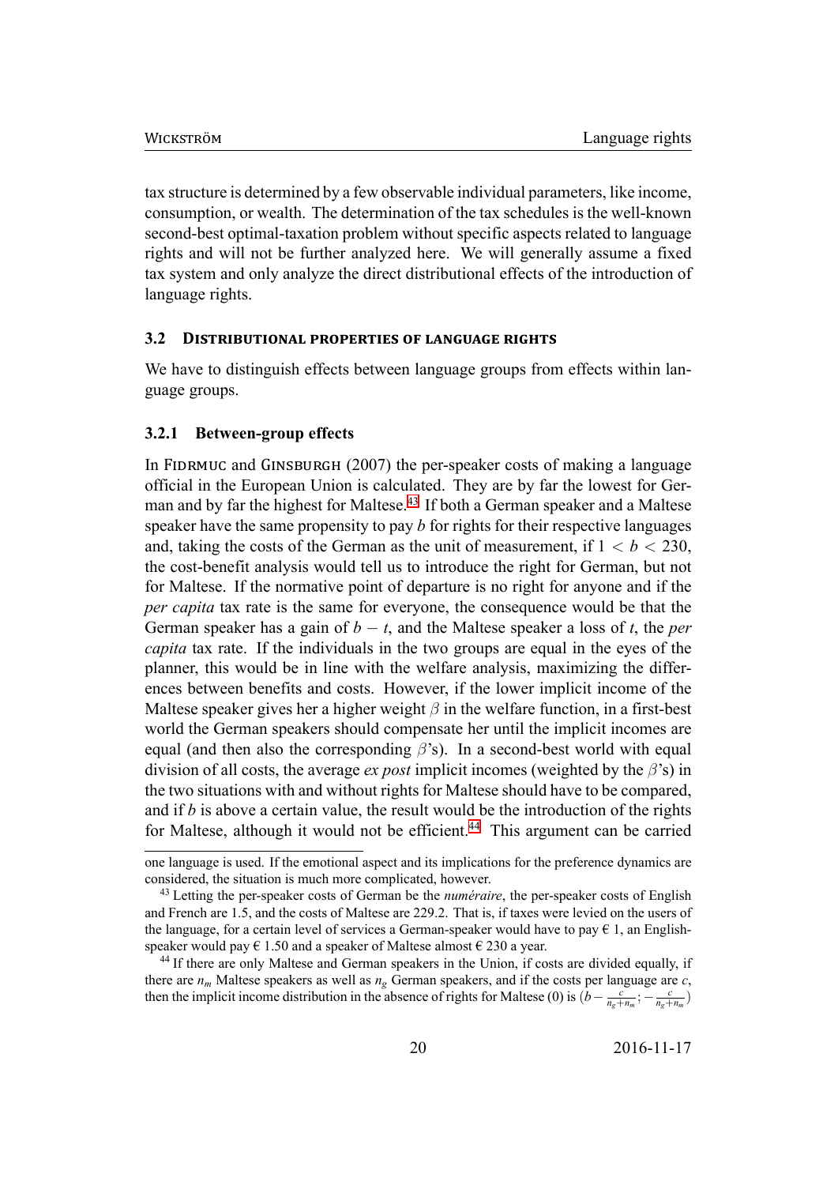tax structure is determined by a few observable individual parameters, like income, consumption, or wealth. The determination of the tax schedules is the well-known second-best optimal-taxation problem without specific aspects related to language rights and will not be further analyzed here. We will generally assume a fixed tax system and only analyze the direct distributional effects of the introduction of language rights.

### 3.2 Distributional properties of language rights

We have to distinguish effects between language groups from effects within language groups.

#### 3.2.1 Between-group effects

In Fidrmuc and Ginsburgh (2007) the per-speaker costs of making a language official in the European Union is calculated. They are by far the lowest for German and by far the highest for Maltese.[43] If both a German speaker and a Maltese speaker have the same propensity to pay $b$ for rights for their respective languages and, taking the costs of the German as the unit of measurement, if $1 < b < 230$, the cost-benefit analysis would tell us to introduce the right for German, but not for Maltese. If the normative point of departure is no right for anyone and if the *per capita* tax rate is the same for everyone, the consequence would be that the German speaker has a gain of $b - t$, and the Maltese speaker a loss of $t$, the *per capita* tax rate. If the individuals in the two groups are equal in the eyes of the planner, this would be in line with the welfare analysis, maximizing the differences between benefits and costs. However, if the lower implicit income of the Maltese speaker gives her a higher weight $\beta$ in the welfare function, in a first-best world the German speakers should compensate her until the implicit incomes are equal (and then also the corresponding $\beta$'s). In a second-best world with equal division of all costs, the average *ex post* implicit incomes (weighted by the $\beta$'s) in the two situations with and without rights for Maltese should have to be compared, and if $b$ is above a certain value, the result would be the introduction of the rights for Maltese, although it would not be efficient.[44] This argument can be carried

---

one language is used. If the emotional aspect and its implications for the preference dynamics are considered, the situation is much more complicated, however.

[43] Letting the per-speaker costs of German be the *numéraire*, the per-speaker costs of English and French are 1.5, and the costs of Maltese are 229.2. That is, if taxes were levied on the users of the language, for a certain level of services a German-speaker would have to pay € 1, an English-speaker would pay € 1.50 and a speaker of Maltese almost € 230 a year.

[44] If there are only Maltese and German speakers in the Union, if costs are divided equally, if there are $n_m$ Maltese speakers as well as $n_g$ German speakers, and if the costs per language are $c$, then the implicit income distribution in the absence of rights for Maltese (0) is $(b - \frac{c}{n_g+n_m}; -\frac{c}{n_g+n_m})$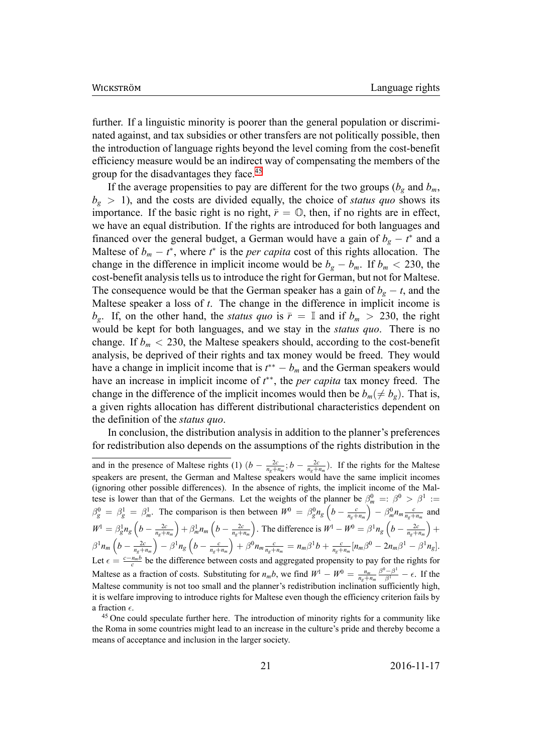further. If a linguistic minority is poorer than the general population or discriminated against, and tax subsidies or other transfers are not politically possible, then the introduction of language rights beyond the level coming from the cost-benefit efficiency measure would be an indirect way of compensating the members of the group for the disadvantages they face.[45]

If the average propensities to pay are different for the two groups ($b_g$ and $b_m$, $b_g > 1$), and the costs are divided equally, the choice of *status quo* shows its importance. If the basic right is no right, $\bar{r} = \mathbb{O}$, then, if no rights are in effect, we have an equal distribution. If the rights are introduced for both languages and financed over the general budget, a German would have a gain of $b_g - t^*$ and a Maltese of $b_m - t^*$, where $t^*$ is the *per capita* cost of this rights allocation. The change in the difference in implicit income would be $b_g - b_m$. If $b_m < 230$, the cost-benefit analysis tells us to introduce the right for German, but not for Maltese. The consequence would be that the German speaker has a gain of $b_g - t$, and the Maltese speaker a loss of $t$. The change in the difference in implicit income is $b_g$. If, on the other hand, the *status quo* is $\bar{r} = \mathbb{I}$ and if $b_m > 230$, the right would be kept for both languages, and we stay in the *status quo*. There is no change. If $b_m < 230$, the Maltese speakers should, according to the cost-benefit analysis, be deprived of their rights and tax money would be freed. They would have a change in implicit income that is $t^{**} - b_m$ and the German speakers would have an increase in implicit income of $t^{**}$, the *per capita* tax money freed. The change in the difference of the implicit incomes would then be $b_m (\neq b_g)$. That is, a given rights allocation has different distributional characteristics dependent on the definition of the *status quo*.

In conclusion, the distribution analysis in addition to the planner's preferences for redistribution also depends on the assumptions of the rights distribution in the

---

and in the presence of Maltese rights (1) $(b - \frac{2c}{n_g+n_m}; b - \frac{2c}{n_g+n_m})$. If the rights for the Maltese speakers are present, the German and Maltese speakers would have the same implicit incomes (ignoring other possible differences). In the absence of rights, the implicit income of the Maltese is lower than that of the Germans. Let the weights of the planner be $\beta_m^0 =: \beta^0 > \beta^1 := \beta_g^0 = \beta_g^1 = \beta_m^1$. The comparison is then between $W^0 = \beta_g^0 n_g \left(b - \frac{c}{n_g+n_m}\right) - \beta_m^0 n_m \frac{c}{n_g+n_m}$ and $W^1 = \beta_g^1 n_g \left(b - \frac{2c}{n_g+n_m}\right) + \beta_m^1 n_m \left(b - \frac{2c}{n_g+n_m}\right)$. The difference is $W^1 - W^0 = \beta^1 n_g \left(b - \frac{2c}{n_g+n_m}\right) + \beta^1 n_m \left(b - \frac{2c}{n_g+n_m}\right) - \beta^1 n_g \left(b - \frac{c}{n_g+n_m}\right) + \beta^0 n_m \frac{c}{n_g+n_m} = n_m \beta^1 b + \frac{c}{n_g+n_m}[n_m \beta^0 - 2n_m \beta^1 - \beta^1 n_g]$. Let $\epsilon = \frac{c - n_m b}{c}$ be the difference between costs and aggregated propensity to pay for the rights for Maltese as a fraction of costs. Substituting for $n_m b$, we find $W^1 - W^0 = \frac{n_m}{n_g+n_m} \frac{\beta^0 - \beta^1}{\beta^1} - \epsilon$. If the Maltese community is not too small and the planner's redistribution inclination sufficiently high, it is welfare improving to introduce rights for Maltese even though the efficiency criterion fails by a fraction $\epsilon$.

[45] One could speculate further here. The introduction of minority rights for a community like the Roma in some countries might lead to an increase in the culture's pride and thereby become a means of acceptance and inclusion in the larger society.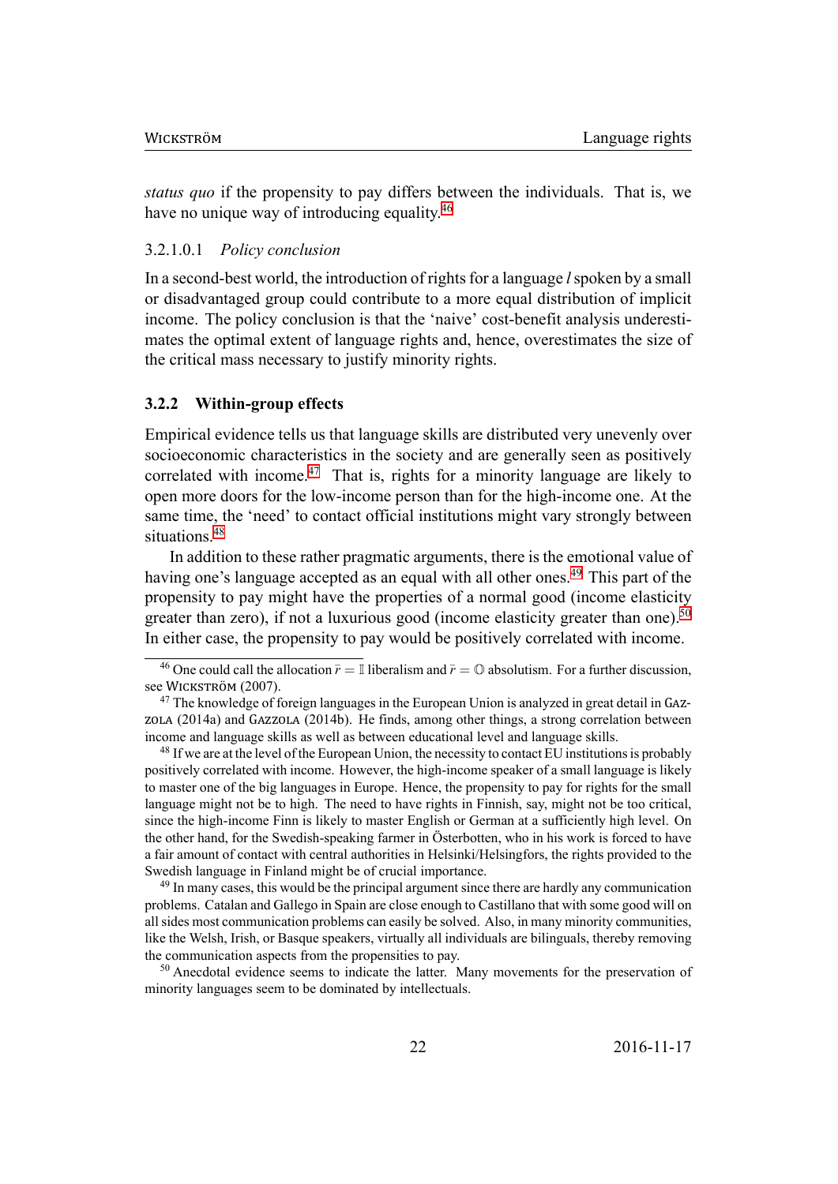*status quo* if the propensity to pay differs between the individuals. That is, we have no unique way of introducing equality.[46]

3.2.1.0.1 *Policy conclusion*

In a second-best world, the introduction of rights for a language *l* spoken by a small or disadvantaged group could contribute to a more equal distribution of implicit income. The policy conclusion is that the 'naive' cost-benefit analysis underestimates the optimal extent of language rights and, hence, overestimates the size of the critical mass necessary to justify minority rights.

### 3.2.2 Within-group effects

Empirical evidence tells us that language skills are distributed very unevenly over socioeconomic characteristics in the society and are generally seen as positively correlated with income.[47] That is, rights for a minority language are likely to open more doors for the low-income person than for the high-income one. At the same time, the 'need' to contact official institutions might vary strongly between situations.[48]

In addition to these rather pragmatic arguments, there is the emotional value of having one's language accepted as an equal with all other ones.[49] This part of the propensity to pay might have the properties of a normal good (income elasticity greater than zero), if not a luxurious good (income elasticity greater than one).[50] In either case, the propensity to pay would be positively correlated with income.

---

[46] One could call the allocation $\bar{r} = \mathbb{I}$ liberalism and $\bar{r} = \mathbb{O}$ absolutism. For a further discussion, see Wickström (2007).

[47] The knowledge of foreign languages in the European Union is analyzed in great detail in Gazzola (2014a) and Gazzola (2014b). He finds, among other things, a strong correlation between income and language skills as well as between educational level and language skills.

[48] If we are at the level of the European Union, the necessity to contact EU institutions is probably positively correlated with income. However, the high-income speaker of a small language is likely to master one of the big languages in Europe. Hence, the propensity to pay for rights for the small language might not be to high. The need to have rights in Finnish, say, might not be too critical, since the high-income Finn is likely to master English or German at a sufficiently high level. On the other hand, for the Swedish-speaking farmer in Österbotten, who in his work is forced to have a fair amount of contact with central authorities in Helsinki/Helsingfors, the rights provided to the Swedish language in Finland might be of crucial importance.

[49] In many cases, this would be the principal argument since there are hardly any communication problems. Catalan and Gallego in Spain are close enough to Castillano that with some good will on all sides most communication problems can easily be solved. Also, in many minority communities, like the Welsh, Irish, or Basque speakers, virtually all individuals are bilinguals, thereby removing the communication aspects from the propensities to pay.

[50] Anecdotal evidence seems to indicate the latter. Many movements for the preservation of minority languages seem to be dominated by intellectuals.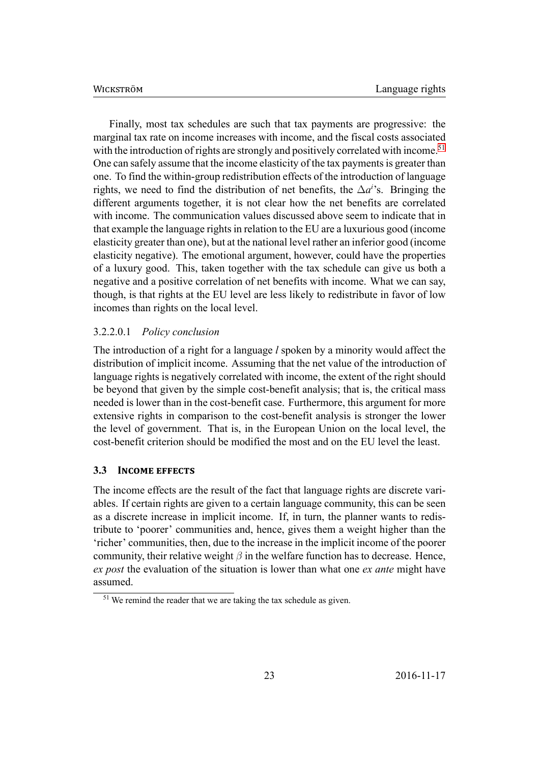Finally, most tax schedules are such that tax payments are progressive: the marginal tax rate on income increases with income, and the fiscal costs associated with the introduction of rights are strongly and positively correlated with income.[51] One can safely assume that the income elasticity of the tax payments is greater than one. To find the within-group redistribution effects of the introduction of language rights, we need to find the distribution of net benefits, the $\Delta a^i$'s. Bringing the different arguments together, it is not clear how the net benefits are correlated with income. The communication values discussed above seem to indicate that in that example the language rights in relation to the EU are a luxurious good (income elasticity greater than one), but at the national level rather an inferior good (income elasticity negative). The emotional argument, however, could have the properties of a luxury good. This, taken together with the tax schedule can give us both a negative and a positive correlation of net benefits with income. What we can say, though, is that rights at the EU level are less likely to redistribute in favor of low incomes than rights on the local level.

#### 3.2.2.0.1 *Policy conclusion*

The introduction of a right for a language *l* spoken by a minority would affect the distribution of implicit income. Assuming that the net value of the introduction of language rights is negatively correlated with income, the extent of the right should be beyond that given by the simple cost-benefit analysis; that is, the critical mass needed is lower than in the cost-benefit case. Furthermore, this argument for more extensive rights in comparison to the cost-benefit analysis is stronger the lower the level of government. That is, in the European Union on the local level, the cost-benefit criterion should be modified the most and on the EU level the least.

### 3.3 Income effects

The income effects are the result of the fact that language rights are discrete variables. If certain rights are given to a certain language community, this can be seen as a discrete increase in implicit income. If, in turn, the planner wants to redistribute to 'poorer' communities and, hence, gives them a weight higher than the 'richer' communities, then, due to the increase in the implicit income of the poorer community, their relative weight $\beta$ in the welfare function has to decrease. Hence, *ex post* the evaluation of the situation is lower than what one *ex ante* might have assumed.

[51] We remind the reader that we are taking the tax schedule as given.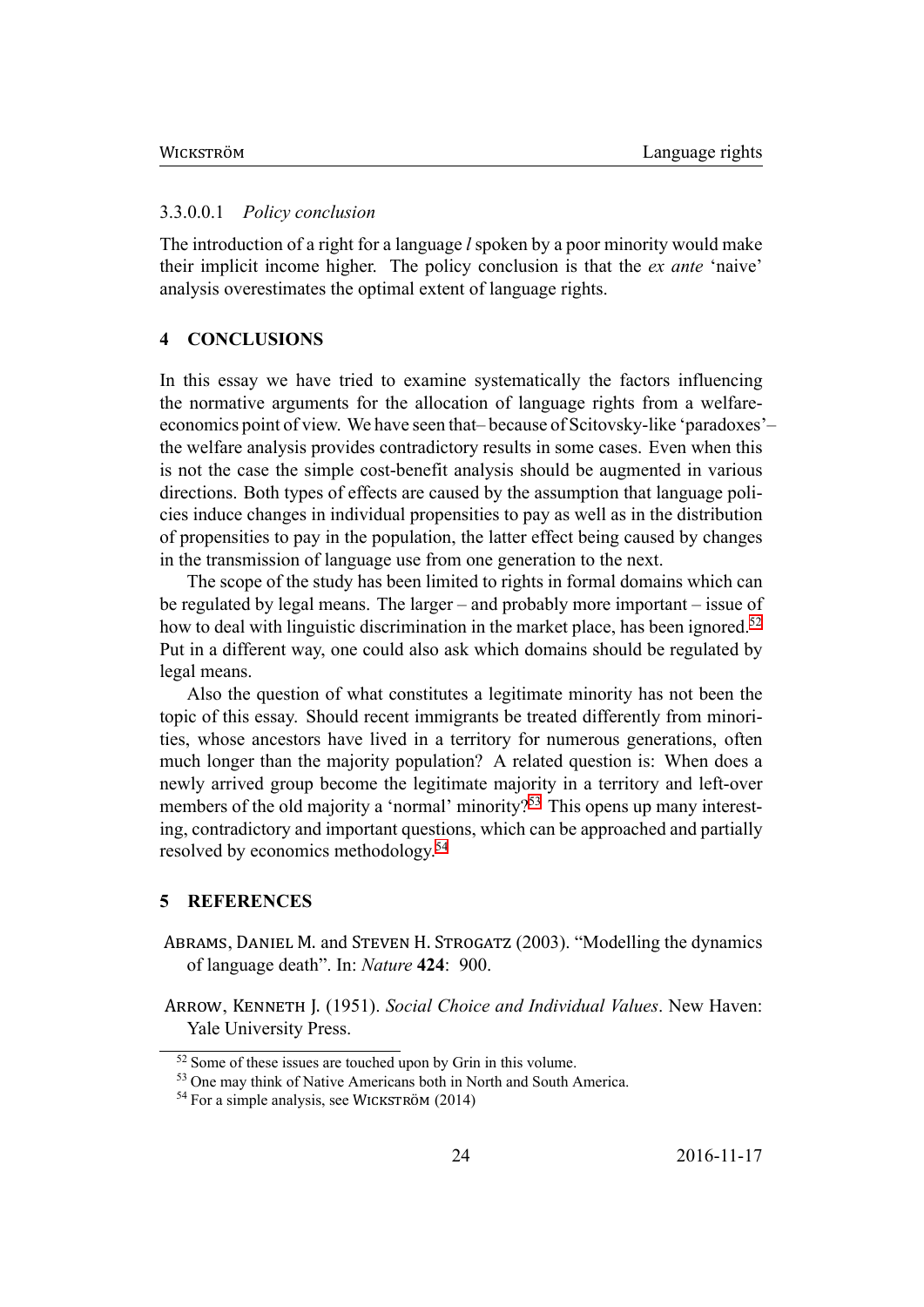#### 3.3.0.0.1 *Policy conclusion*

The introduction of a right for a language *l* spoken by a poor minority would make their implicit income higher. The policy conclusion is that the *ex ante* 'naive' analysis overestimates the optimal extent of language rights.

## 4 CONCLUSIONS

In this essay we have tried to examine systematically the factors influencing the normative arguments for the allocation of language rights from a welfare-economics point of view. We have seen that– because of Scitovsky-like 'paradoxes'– the welfare analysis provides contradictory results in some cases. Even when this is not the case the simple cost-benefit analysis should be augmented in various directions. Both types of effects are caused by the assumption that language policies induce changes in individual propensities to pay as well as in the distribution of propensities to pay in the population, the latter effect being caused by changes in the transmission of language use from one generation to the next.

The scope of the study has been limited to rights in formal domains which can be regulated by legal means. The larger – and probably more important – issue of how to deal with linguistic discrimination in the market place, has been ignored.[52] Put in a different way, one could also ask which domains should be regulated by legal means.

Also the question of what constitutes a legitimate minority has not been the topic of this essay. Should recent immigrants be treated differently from minorities, whose ancestors have lived in a territory for numerous generations, often much longer than the majority population? A related question is: When does a newly arrived group become the legitimate majority in a territory and left-over members of the old majority a 'normal' minority?[53] This opens up many interesting, contradictory and important questions, which can be approached and partially resolved by economics methodology.[54]

## 5 REFERENCES

Abrams, Daniel M. and Steven H. Strogatz (2003). "Modelling the dynamics of language death". In: *Nature* **424**: 900.

Arrow, Kenneth J. (1951). *Social Choice and Individual Values*. New Haven: Yale University Press.

---

[52] Some of these issues are touched upon by Grin in this volume.

[53] One may think of Native Americans both in North and South America.

[54] For a simple analysis, see Wickström (2014)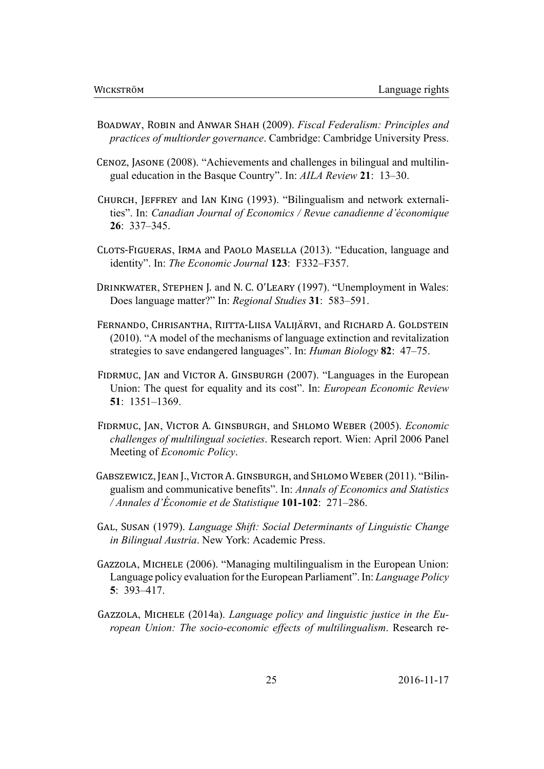Boadway, Robin and Anwar Shah (2009). *Fiscal Federalism: Principles and practices of multiorder governance*. Cambridge: Cambridge University Press.

Cenoz, Jasone (2008). "Achievements and challenges in bilingual and multilingual education in the Basque Country". In: *AILA Review* **21**: 13–30.

Church, Jeffrey and Ian King (1993). "Bilingualism and network externalities". In: *Canadian Journal of Economics / Revue canadienne d'économique* **26**: 337–345.

Clots-Figueras, Irma and Paolo Masella (2013). "Education, language and identity". In: *The Economic Journal* **123**: F332–F357.

Drinkwater, Stephen J. and N. C. O'Leary (1997). "Unemployment in Wales: Does language matter?" In: *Regional Studies* **31**: 583–591.

Fernando, Chrisantha, Riitta-Liisa Valijärvi, and Richard A. Goldstein (2010). "A model of the mechanisms of language extinction and revitalization strategies to save endangered languages". In: *Human Biology* **82**: 47–75.

Fidrmuc, Jan and Victor A. Ginsburgh (2007). "Languages in the European Union: The quest for equality and its cost". In: *European Economic Review* **51**: 1351–1369.

Fidrmuc, Jan, Victor A. Ginsburgh, and Shlomo Weber (2005). *Economic challenges of multilingual societies*. Research report. Wien: April 2006 Panel Meeting of *Economic Policy*.

Gabszewicz, Jean J., Victor A. Ginsburgh, and Shlomo Weber (2011). "Bilingualism and communicative benefits". In: *Annals of Economics and Statistics / Annales d'Économie et de Statistique* **101-102**: 271–286.

Gal, Susan (1979). *Language Shift: Social Determinants of Linguistic Change in Bilingual Austria*. New York: Academic Press.

Gazzola, Michele (2006). "Managing multilingualism in the European Union: Language policy evaluation for the European Parliament". In: *Language Policy* **5**: 393–417.

Gazzola, Michele (2014a). *Language policy and linguistic justice in the European Union: The socio-economic effects of multilingualism*. Research re-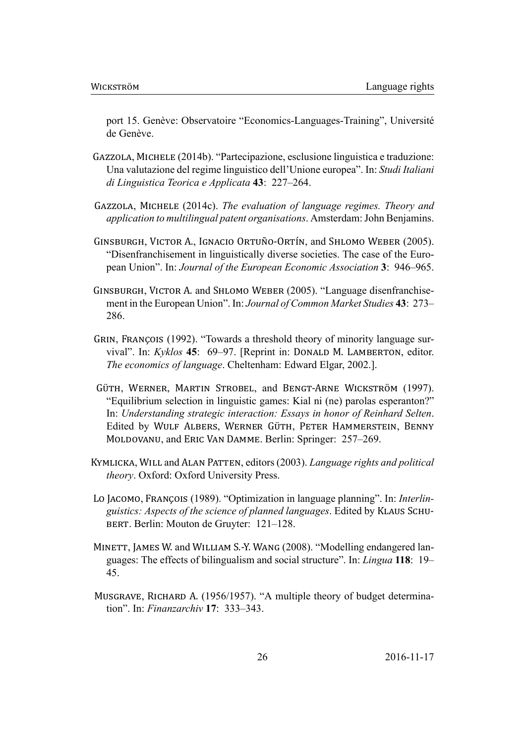port 15. Genève: Observatoire "Economics-Languages-Training", Université de Genève.

Gazzola, Michele (2014b). "Partecipazione, esclusione linguistica e traduzione: Una valutazione del regime linguistico dell'Unione europea". In: *Studi Italiani di Linguistica Teorica e Applicata* **43**: 227–264.

Gazzola, Michele (2014c). *The evaluation of language regimes. Theory and application to multilingual patent organisations*. Amsterdam: John Benjamins.

Ginsburgh, Victor A., Ignacio Ortuño-Ortín, and Shlomo Weber (2005). "Disenfranchisement in linguistically diverse societies. The case of the European Union". In: *Journal of the European Economic Association* **3**: 946–965.

Ginsburgh, Victor A. and Shlomo Weber (2005). "Language disenfranchisement in the European Union". In: *Journal of Common Market Studies* **43**: 273–286.

Grin, François (1992). "Towards a threshold theory of minority language survival". In: *Kyklos* **45**: 69–97. [Reprint in: Donald M. Lamberton, editor. *The economics of language*. Cheltenham: Edward Elgar, 2002.].

Güth, Werner, Martin Strobel, and Bengt-Arne Wickström (1997). "Equilibrium selection in linguistic games: Kial ni (ne) parolas esperanton?" In: *Understanding strategic interaction: Essays in honor of Reinhard Selten*. Edited by Wulf Albers, Werner Güth, Peter Hammerstein, Benny Moldovanu, and Eric Van Damme. Berlin: Springer: 257–269.

Kymlicka, Will and Alan Patten, editors (2003). *Language rights and political theory*. Oxford: Oxford University Press.

Lo Jacomo, François (1989). "Optimization in language planning". In: *Interlinguistics: Aspects of the science of planned languages*. Edited by Klaus Schubert. Berlin: Mouton de Gruyter: 121–128.

Minett, James W. and William S.-Y. Wang (2008). "Modelling endangered languages: The effects of bilingualism and social structure". In: *Lingua* **118**: 19–45.

Musgrave, Richard A. (1956/1957). "A multiple theory of budget determination". In: *Finanzarchiv* **17**: 333–343.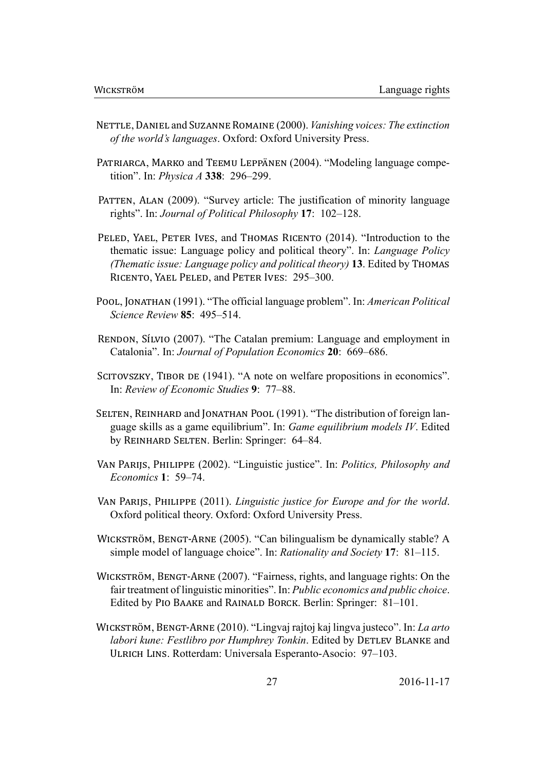Nettle, Daniel and Suzanne Romaine (2000). *Vanishing voices: The extinction of the world's languages*. Oxford: Oxford University Press.

Patriarca, Marko and Teemu Leppänen (2004). "Modeling language competition". In: *Physica A* **338**: 296–299.

Patten, Alan (2009). "Survey article: The justification of minority language rights". In: *Journal of Political Philosophy* **17**: 102–128.

Peled, Yael, Peter Ives, and Thomas Ricento (2014). "Introduction to the thematic issue: Language policy and political theory". In: *Language Policy (Thematic issue: Language policy and political theory)* **13**. Edited by Thomas Ricento, Yael Peled, and Peter Ives: 295–300.

Pool, Jonathan (1991). "The official language problem". In: *American Political Science Review* **85**: 495–514.

Rendon, Sílvio (2007). "The Catalan premium: Language and employment in Catalonia". In: *Journal of Population Economics* **20**: 669–686.

Scitovszky, Tibor de (1941). "A note on welfare propositions in economics". In: *Review of Economic Studies* **9**: 77–88.

Selten, Reinhard and Jonathan Pool (1991). "The distribution of foreign language skills as a game equilibrium". In: *Game equilibrium models IV*. Edited by Reinhard Selten. Berlin: Springer: 64–84.

Van Parijs, Philippe (2002). "Linguistic justice". In: *Politics, Philosophy and Economics* **1**: 59–74.

Van Parijs, Philippe (2011). *Linguistic justice for Europe and for the world*. Oxford political theory. Oxford: Oxford University Press.

Wickström, Bengt-Arne (2005). "Can bilingualism be dynamically stable? A simple model of language choice". In: *Rationality and Society* **17**: 81–115.

Wickström, Bengt-Arne (2007). "Fairness, rights, and language rights: On the fair treatment of linguistic minorities". In: *Public economics and public choice*. Edited by Pio Baake and Rainald Borck. Berlin: Springer: 81–101.

Wickström, Bengt-Arne (2010). "Lingvaj rajtoj kaj lingva justeco". In: *La arto labori kune: Festlibro por Humphrey Tonkin*. Edited by Detlev Blanke and Ulrich Lins. Rotterdam: Universala Esperanto-Asocio: 97–103.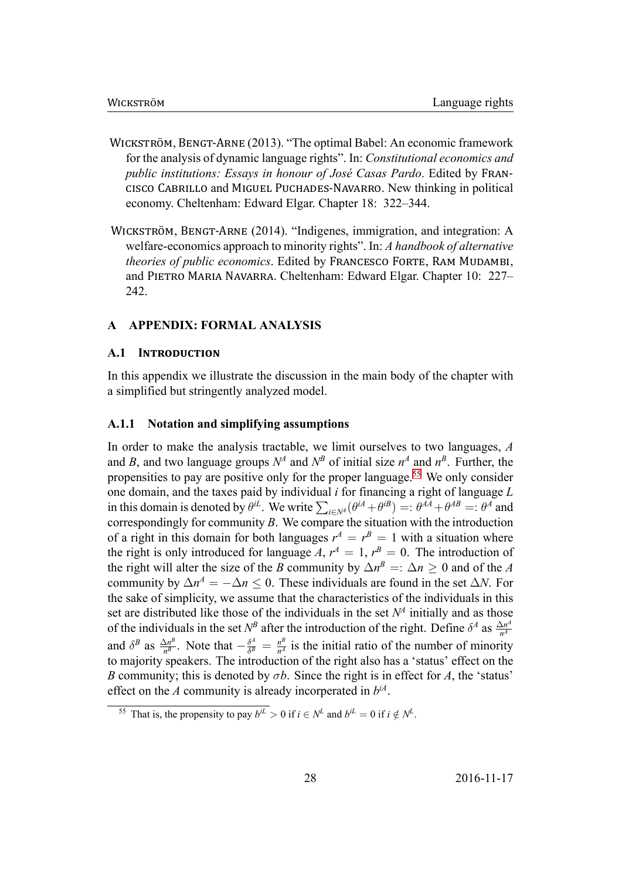Wickström, Bengt-Arne (2013). "The optimal Babel: An economic framework for the analysis of dynamic language rights". In: *Constitutional economics and public institutions: Essays in honour of José Casas Pardo*. Edited by Francisco Cabrillo and Miguel Puchades-Navarro. New thinking in political economy. Cheltenham: Edward Elgar. Chapter 18: 322–344.

Wickström, Bengt-Arne (2014). "Indigenes, immigration, and integration: A welfare-economics approach to minority rights". In: *A handbook of alternative theories of public economics*. Edited by Francesco Forte, Ram Mudambi, and Pietro Maria Navarra. Cheltenham: Edward Elgar. Chapter 10: 227–242.

## A APPENDIX: FORMAL ANALYSIS

### A.1 Introduction

In this appendix we illustrate the discussion in the main body of the chapter with a simplified but stringently analyzed model.

#### A.1.1 Notation and simplifying assumptions

In order to make the analysis tractable, we limit ourselves to two languages, $A$ and $B$, and two language groups $N^A$ and $N^B$ of initial size $n^A$ and $n^B$. Further, the propensities to pay are positive only for the proper language.[55] We only consider one domain, and the taxes paid by individual $i$ for financing a right of language $L$ in this domain is denoted by $\theta^{iL}$. We write $\sum_{i\in N^A}(\theta^{iA}+\theta^{iB}) =: \theta^{AA}+\theta^{AB} =: \theta^A$ and correspondingly for community $B$. We compare the situation with the introduction of a right in this domain for both languages $r^A = r^B = 1$ with a situation where the right is only introduced for language $A$, $r^A = 1$, $r^B = 0$. The introduction of the right will alter the size of the $B$ community by $\Delta n^B =: \Delta n \geq 0$ and of the $A$ community by $\Delta n^A = -\Delta n \leq 0$. These individuals are found in the set $\Delta N$. For the sake of simplicity, we assume that the characteristics of the individuals in this set are distributed like those of the individuals in the set $N^A$ initially and as those of the individuals in the set $N^B$ after the introduction of the right. Define $\delta^A$ as $\frac{\Delta n^A}{n^A}$ and $\delta^B$ as $\frac{\Delta n^B}{n^B}$. Note that $-\frac{\delta^A}{\delta^B} = \frac{n^B}{n^A}$ is the initial ratio of the number of minority to majority speakers. The introduction of the right also has a 'status' effect on the $B$ community; this is denoted by $\sigma b$. Since the right is in effect for $A$, the 'status' effect on the $A$ community is already incorperated in $b^{iA}$.

[55] That is, the propensity to pay $b^{iL} > 0$ if $i \in N^L$ and $b^{iL} = 0$ if $i \notin N^L$.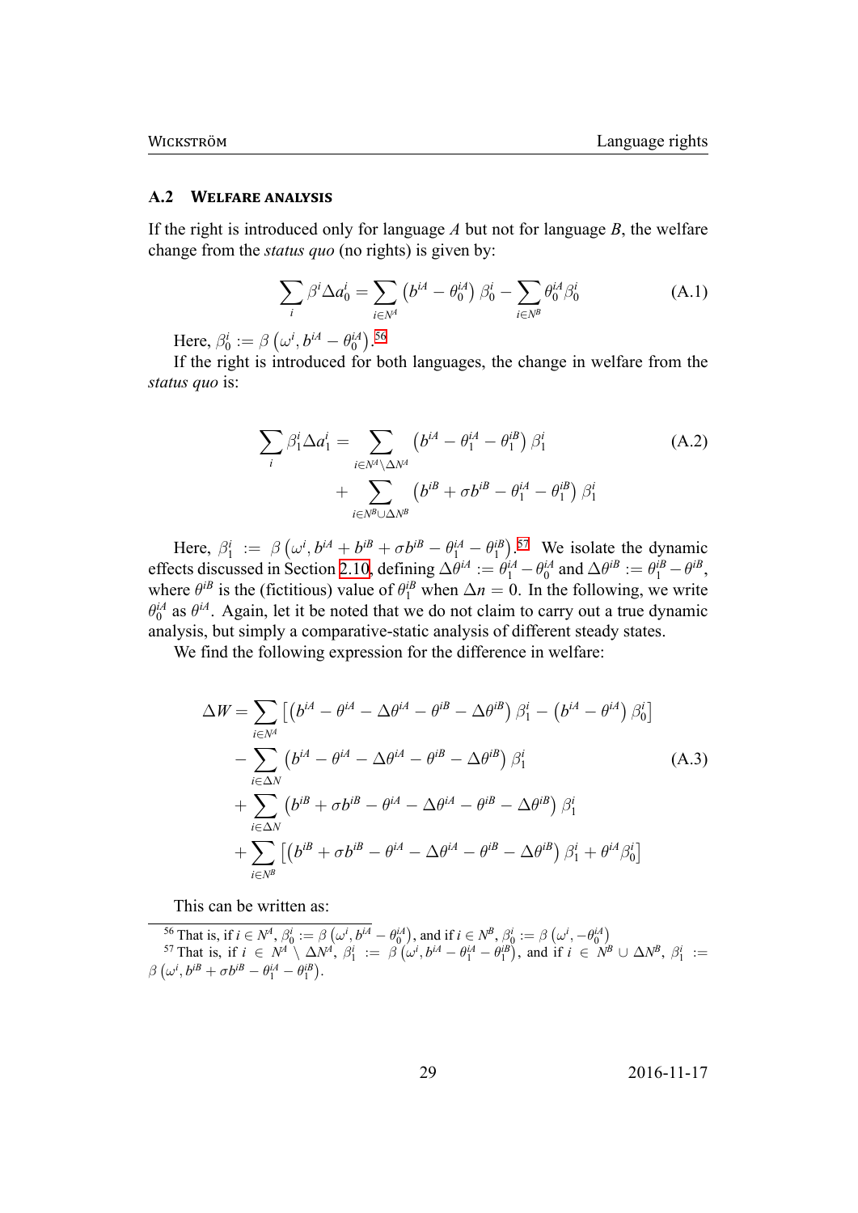## A.2 Welfare analysis

If the right is introduced only for language $A$ but not for language $B$, the welfare change from the *status quo* (no rights) is given by:

$$\sum_i \beta^i \Delta a_0^i = \sum_{i \in N^A} \left(b^{iA} - \theta_0^{iA}\right) \beta_0^i - \sum_{i \in N^B} \theta_0^{iA} \beta_0^i \tag{A.1}$$

Here, $\beta_0^i := \beta\left(\omega^i, b^{iA} - \theta_0^{iA}\right)$.[56]

If the right is introduced for both languages, the change in welfare from the *status quo* is:

$$\begin{aligned}\sum_i \beta_1^i \Delta a_1^i = & \sum_{i \in N^A \setminus \Delta N^A} \left(b^{iA} - \theta_1^{iA} - \theta_1^{iB}\right) \beta_1^i \\ & + \sum_{i \in N^B \cup \Delta N^B} \left(b^{iB} + \sigma b^{iB} - \theta_1^{iA} - \theta_1^{iB}\right) \beta_1^i\end{aligned} \tag{A.2}$$

Here, $\beta_1^i := \beta\left(\omega^i, b^{iA} + b^{iB} + \sigma b^{iB} - \theta_1^{iA} - \theta_1^{iB}\right)$.[57] We isolate the dynamic effects discussed in Section 2.10, defining $\Delta\theta^{iA} := \theta_1^{iA} - \theta_0^{iA}$ and $\Delta\theta^{iB} := \theta_1^{iB} - \theta^{iB}$, where $\theta^{iB}$ is the (fictitious) value of $\theta_1^{iB}$ when $\Delta n = 0$. In the following, we write $\theta_0^{iA}$ as $\theta^{iA}$. Again, let it be noted that we do not claim to carry out a true dynamic analysis, but simply a comparative-static analysis of different steady states.

We find the following expression for the difference in welfare:

$$\begin{aligned}\Delta W = & \sum_{i \in N^A} \left[\left(b^{iA} - \theta^{iA} - \Delta\theta^{iA} - \theta^{iB} - \Delta\theta^{iB}\right) \beta_1^i - \left(b^{iA} - \theta^{iA}\right) \beta_0^i\right] \\ & - \sum_{i \in \Delta N} \left(b^{iA} - \theta^{iA} - \Delta\theta^{iA} - \theta^{iB} - \Delta\theta^{iB}\right) \beta_1^i \\ & + \sum_{i \in \Delta N} \left(b^{iB} + \sigma b^{iB} - \theta^{iA} - \Delta\theta^{iA} - \theta^{iB} - \Delta\theta^{iB}\right) \beta_1^i \\ & + \sum_{i \in N^B} \left[\left(b^{iB} + \sigma b^{iB} - \theta^{iA} - \Delta\theta^{iA} - \theta^{iB} - \Delta\theta^{iB}\right) \beta_1^i + \theta^{iA} \beta_0^i\right]\end{aligned} \tag{A.3}$$

This can be written as:

---

[56] That is, if $i \in N^A$, $\beta_0^i := \beta\left(\omega^i, b^{iA} - \theta_0^{iA}\right)$, and if $i \in N^B$, $\beta_0^i := \beta\left(\omega^i, -\theta_0^{iA}\right)$

[57] That is, if $i \in N^A \setminus \Delta N^A$, $\beta_1^i := \beta\left(\omega^i, b^{iA} - \theta_1^{iA} - \theta_1^{iB}\right)$, and if $i \in N^B \cup \Delta N^B$, $\beta_1^i := \beta\left(\omega^i, b^{iB} + \sigma b^{iB} - \theta_1^{iA} - \theta_1^{iB}\right)$.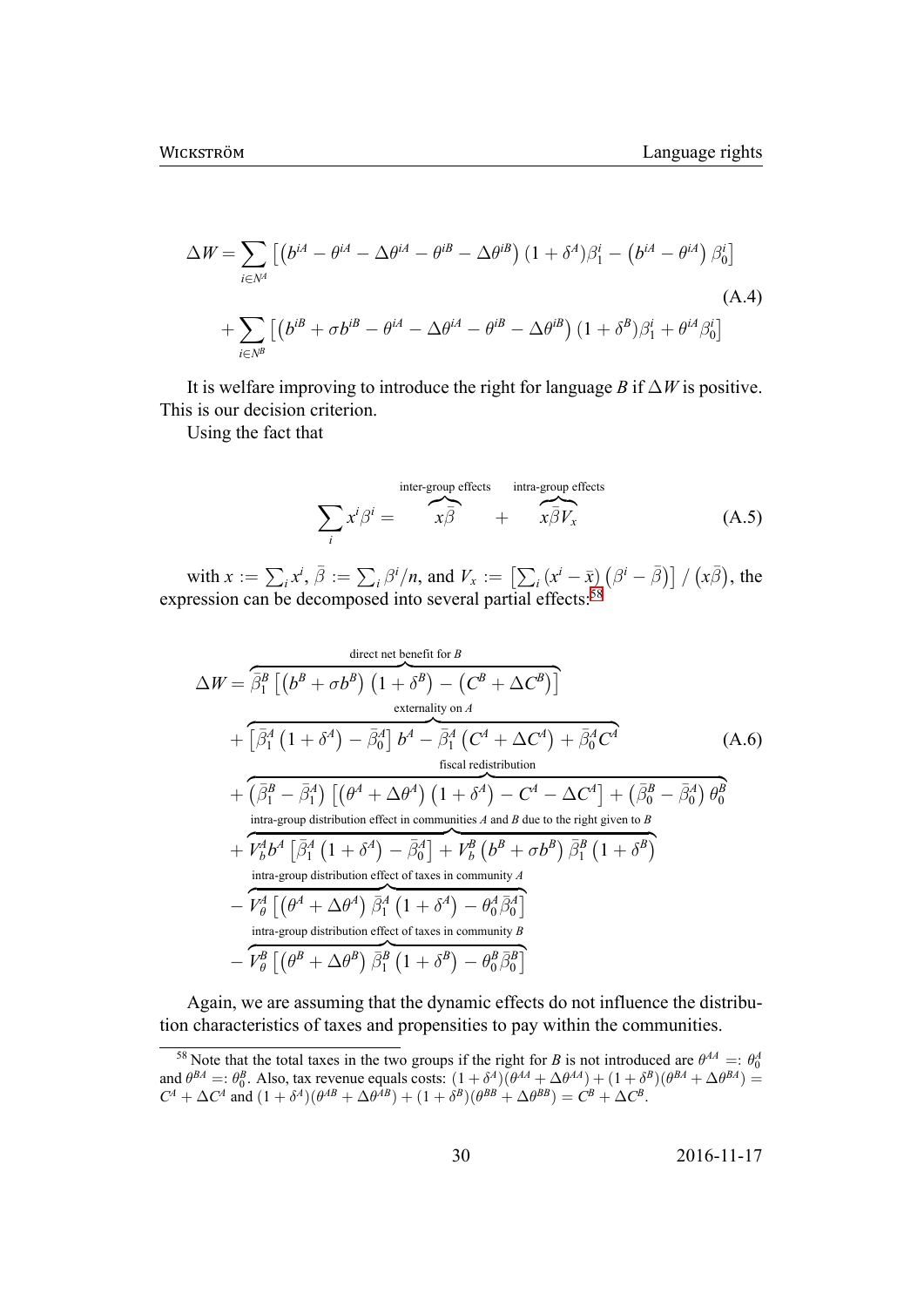$$
\begin{aligned}
\Delta W = \sum_{i\in N^A} &\left[\left(b^{iA} - \theta^{iA} - \Delta\theta^{iA} - \theta^{iB} - \Delta\theta^{iB}\right)(1+\delta^A)\beta_1^i - \left(b^{iA} - \theta^{iA}\right)\beta_0^i\right] \\
&+ \sum_{i\in N^B} \left[\left(b^{iB} + \sigma b^{iB} - \theta^{iA} - \Delta\theta^{iA} - \theta^{iB} - \Delta\theta^{iB}\right)(1+\delta^B)\beta_1^i + \theta^{iA}\beta_0^i\right]
\end{aligned}
\tag{A.4}
$$

It is welfare improving to introduce the right for language $B$ if $\Delta W$ is positive. This is our decision criterion.

Using the fact that

$$
\sum_i x^i \beta^i = \overbrace{x\bar{\beta}}^{\text{inter-group effects}} + \overbrace{x\bar{\beta}V_x}^{\text{intra-group effects}}
\tag{A.5}
$$

with $x := \sum_i x^i$, $\bar{\beta} := \sum_i \beta^i/n$, and $V_x := \left[\sum_i \left(x^i - \bar{x}\right)\left(\beta^i - \bar{\beta}\right)\right] / \left(x\bar{\beta}\right)$, the expression can be decomposed into several partial effects:[58]

$$
\begin{aligned}
\Delta W = &\overbrace{\bar{\beta}_1^B\left[\left(b^B + \sigma b^B\right)\left(1+\delta^B\right) - \left(C^B + \Delta C^B\right)\right]}^{\text{direct net benefit for } B} \\
&+ \overbrace{\left[\bar{\beta}_1^A\left(1+\delta^A\right) - \bar{\beta}_0^A\right]b^A - \bar{\beta}_1^A\left(C^A + \Delta C^A\right) + \bar{\beta}_0^A C^A}^{\text{externality on } A} \\
&+ \overbrace{\left(\bar{\beta}_1^B - \bar{\beta}_1^A\right)\left[\left(\theta^A + \Delta\theta^A\right)\left(1+\delta^A\right) - C^A - \Delta C^A\right] + \left(\bar{\beta}_0^B - \bar{\beta}_0^A\right)\theta_0^B}^{\text{fiscal redistribution}} \\
&+ \overbrace{V_b^A b^A\left[\bar{\beta}_1^A\left(1+\delta^A\right) - \bar{\beta}_0^A\right] + V_b^B\left(b^B + \sigma b^B\right)\bar{\beta}_1^B\left(1+\delta^B\right)}^{\text{intra-group distribution effect in communities } A \text{ and } B \text{ due to the right given to } B} \\
&- \overbrace{V_\theta^A\left[\left(\theta^A + \Delta\theta^A\right)\bar{\beta}_1^A\left(1+\delta^A\right) - \theta_0^A\bar{\beta}_0^A\right]}^{\text{intra-group distribution effect of taxes in community } A} \\
&- \overbrace{V_\theta^B\left[\left(\theta^B + \Delta\theta^B\right)\bar{\beta}_1^B\left(1+\delta^B\right) - \theta_0^B\bar{\beta}_0^B\right]}^{\text{intra-group distribution effect of taxes in community } B}
\end{aligned}
\tag{A.6}
$$

Again, we are assuming that the dynamic effects do not influence the distribution characteristics of taxes and propensities to pay within the communities.

[58] Note that the total taxes in the two groups if the right for $B$ is not introduced are $\theta^{AA} =: \theta_0^A$ and $\theta^{BA} =: \theta_0^B$. Also, tax revenue equals costs: $(1+\delta^A)(\theta^{AA} + \Delta\theta^{AA}) + (1+\delta^B)(\theta^{BA} + \Delta\theta^{BA}) = C^A + \Delta C^A$ and $(1+\delta^A)(\theta^{AB} + \Delta\theta^{AB}) + (1+\delta^B)(\theta^{BB} + \Delta\theta^{BB}) = C^B + \Delta C^B$.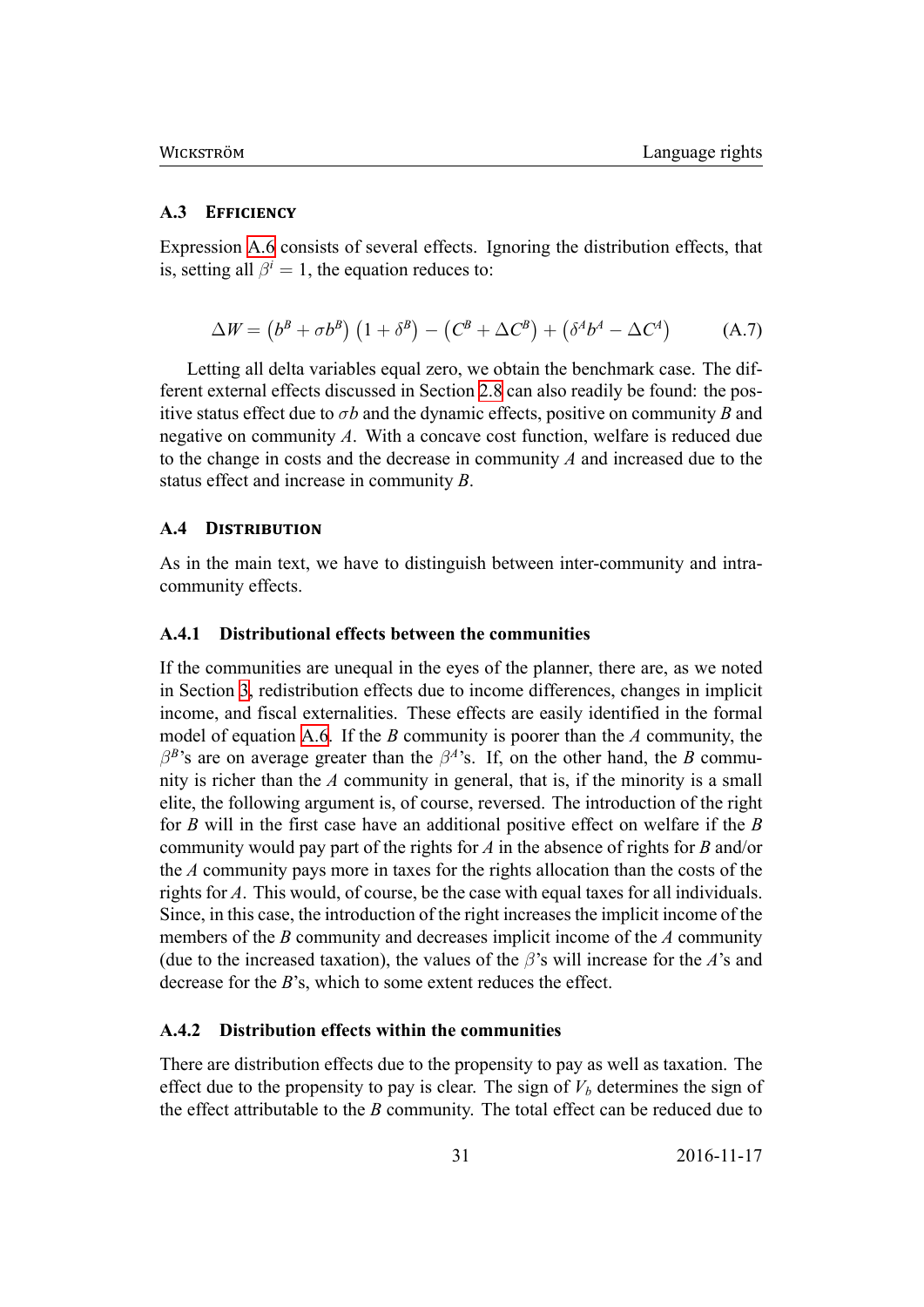### A.3 Efficiency

Expression A.6 consists of several effects. Ignoring the distribution effects, that is, setting all $\beta^i = 1$, the equation reduces to:

$$\Delta W = \left(b^B + \sigma b^B\right)\left(1 + \delta^B\right) - \left(C^B + \Delta C^B\right) + \left(\delta^A b^A - \Delta C^A\right) \tag{A.7}$$

Letting all delta variables equal zero, we obtain the benchmark case. The different external effects discussed in Section 2.8 can also readily be found: the positive status effect due to $\sigma b$ and the dynamic effects, positive on community $B$ and negative on community $A$. With a concave cost function, welfare is reduced due to the change in costs and the decrease in community $A$ and increased due to the status effect and increase in community $B$.

### A.4 Distribution

As in the main text, we have to distinguish between inter-community and intra-community effects.

#### A.4.1 Distributional effects between the communities

If the communities are unequal in the eyes of the planner, there are, as we noted in Section 3, redistribution effects due to income differences, changes in implicit income, and fiscal externalities. These effects are easily identified in the formal model of equation A.6. If the $B$ community is poorer than the $A$ community, the $\beta^B$'s are on average greater than the $\beta^A$'s. If, on the other hand, the $B$ community is richer than the $A$ community in general, that is, if the minority is a small elite, the following argument is, of course, reversed. The introduction of the right for $B$ will in the first case have an additional positive effect on welfare if the $B$ community would pay part of the rights for $A$ in the absence of rights for $B$ and/or the $A$ community pays more in taxes for the rights allocation than the costs of the rights for $A$. This would, of course, be the case with equal taxes for all individuals. Since, in this case, the introduction of the right increases the implicit income of the members of the $B$ community and decreases implicit income of the $A$ community (due to the increased taxation), the values of the $\beta$'s will increase for the $A$'s and decrease for the $B$'s, which to some extent reduces the effect.

#### A.4.2 Distribution effects within the communities

There are distribution effects due to the propensity to pay as well as taxation. The effect due to the propensity to pay is clear. The sign of $V_b$ determines the sign of the effect attributable to the $B$ community. The total effect can be reduced due to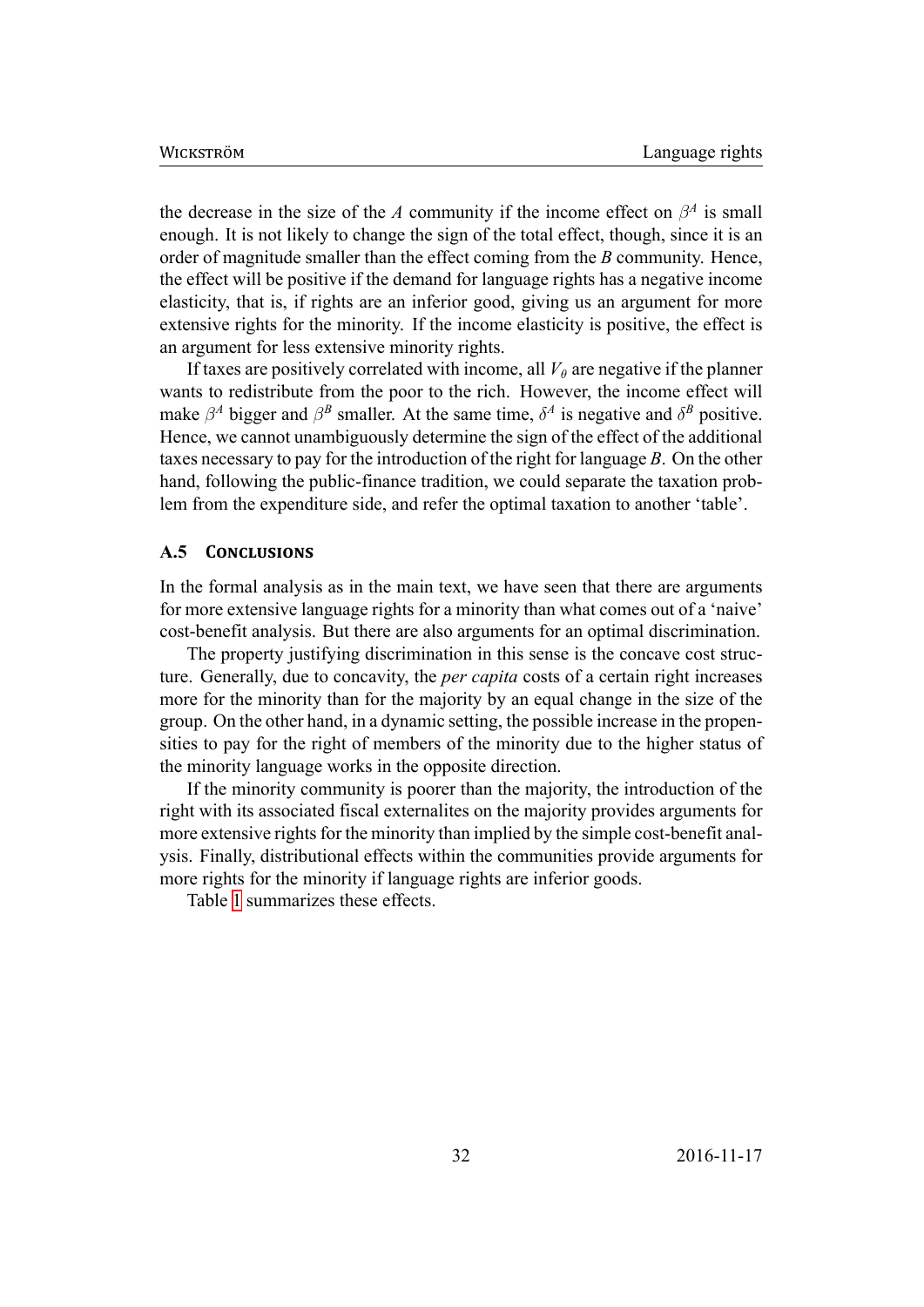the decrease in the size of the *A* community if the income effect on $\beta^A$ is small enough. It is not likely to change the sign of the total effect, though, since it is an order of magnitude smaller than the effect coming from the *B* community. Hence, the effect will be positive if the demand for language rights has a negative income elasticity, that is, if rights are an inferior good, giving us an argument for more extensive rights for the minority. If the income elasticity is positive, the effect is an argument for less extensive minority rights.

If taxes are positively correlated with income, all $V_\theta$ are negative if the planner wants to redistribute from the poor to the rich. However, the income effect will make $\beta^A$ bigger and $\beta^B$ smaller. At the same time, $\delta^A$ is negative and $\delta^B$ positive. Hence, we cannot unambiguously determine the sign of the effect of the additional taxes necessary to pay for the introduction of the right for language *B*. On the other hand, following the public-finance tradition, we could separate the taxation problem from the expenditure side, and refer the optimal taxation to another 'table'.

### A.5 Conclusions

In the formal analysis as in the main text, we have seen that there are arguments for more extensive language rights for a minority than what comes out of a 'naive' cost-benefit analysis. But there are also arguments for an optimal discrimination.

The property justifying discrimination in this sense is the concave cost structure. Generally, due to concavity, the *per capita* costs of a certain right increases more for the minority than for the majority by an equal change in the size of the group. On the other hand, in a dynamic setting, the possible increase in the propensities to pay for the right of members of the minority due to the higher status of the minority language works in the opposite direction.

If the minority community is poorer than the majority, the introduction of the right with its associated fiscal externalites on the majority provides arguments for more extensive rights for the minority than implied by the simple cost-benefit analysis. Finally, distributional effects within the communities provide arguments for more rights for the minority if language rights are inferior goods.

Table 1 summarizes these effects.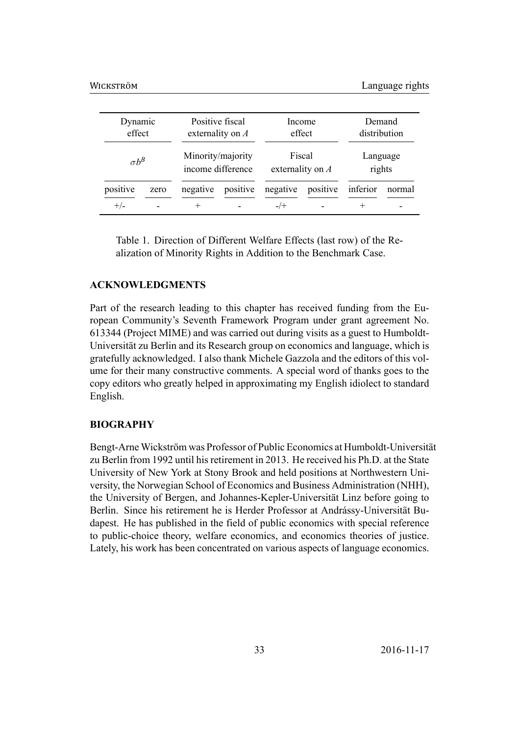| Dynamic effect | | Positive fiscal externality on $A$ | | Income effect | | Demand distribution | |
|---|---|---|---|---|---|---|---|
| $\sigma b^B$ | | Minority/majority income difference | | Fiscal externality on $A$ | | Language rights | |
| positive | zero | negative | positive | negative | positive | inferior | normal |
| +/- | - | + | - | -/+ | - | + | - |

Table 1. Direction of Different Welfare Effects (last row) of the Realization of Minority Rights in Addition to the Benchmark Case.

## ACKNOWLEDGMENTS

Part of the research leading to this chapter has received funding from the European Community's Seventh Framework Program under grant agreement No. 613344 (Project MIME) and was carried out during visits as a guest to Humboldt-Universität zu Berlin and its Research group on economics and language, which is gratefully acknowledged. I also thank Michele Gazzola and the editors of this volume for their many constructive comments. A special word of thanks goes to the copy editors who greatly helped in approximating my English idiolect to standard English.

## BIOGRAPHY

Bengt-Arne Wickström was Professor of Public Economics at Humboldt-Universität zu Berlin from 1992 until his retirement in 2013. He received his Ph.D. at the State University of New York at Stony Brook and held positions at Northwestern University, the Norwegian School of Economics and Business Administration (NHH), the University of Bergen, and Johannes-Kepler-Universität Linz before going to Berlin. Since his retirement he is Herder Professor at Andrássy-Universität Budapest. He has published in the field of public economics with special reference to public-choice theory, welfare economics, and economics theories of justice. Lately, his work has been concentrated on various aspects of language economics.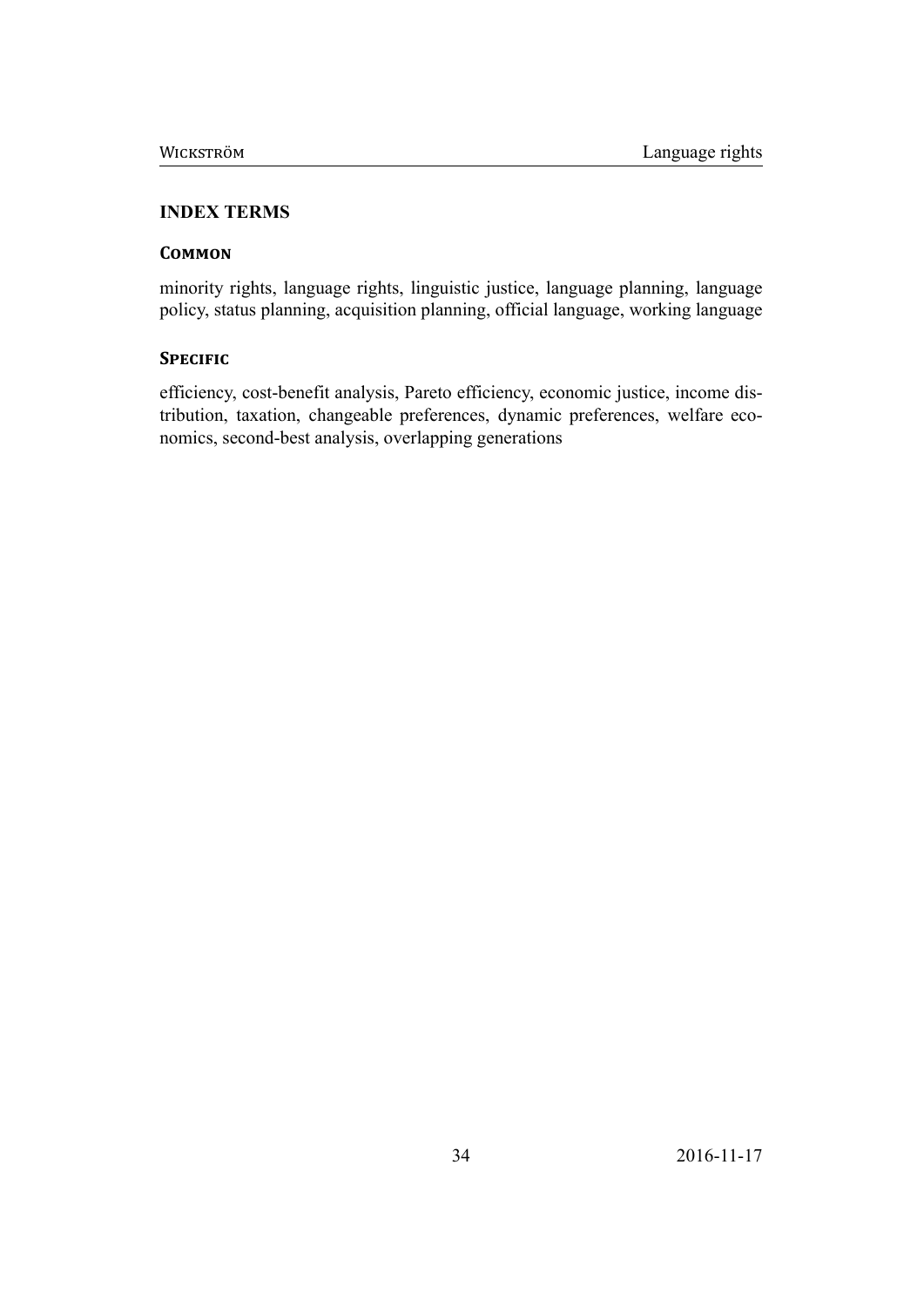## INDEX TERMS

### Common

minority rights, language rights, linguistic justice, language planning, language policy, status planning, acquisition planning, official language, working language

### Specific

efficiency, cost-benefit analysis, Pareto efficiency, economic justice, income distribution, taxation, changeable preferences, dynamic preferences, welfare economics, second-best analysis, overlapping generations